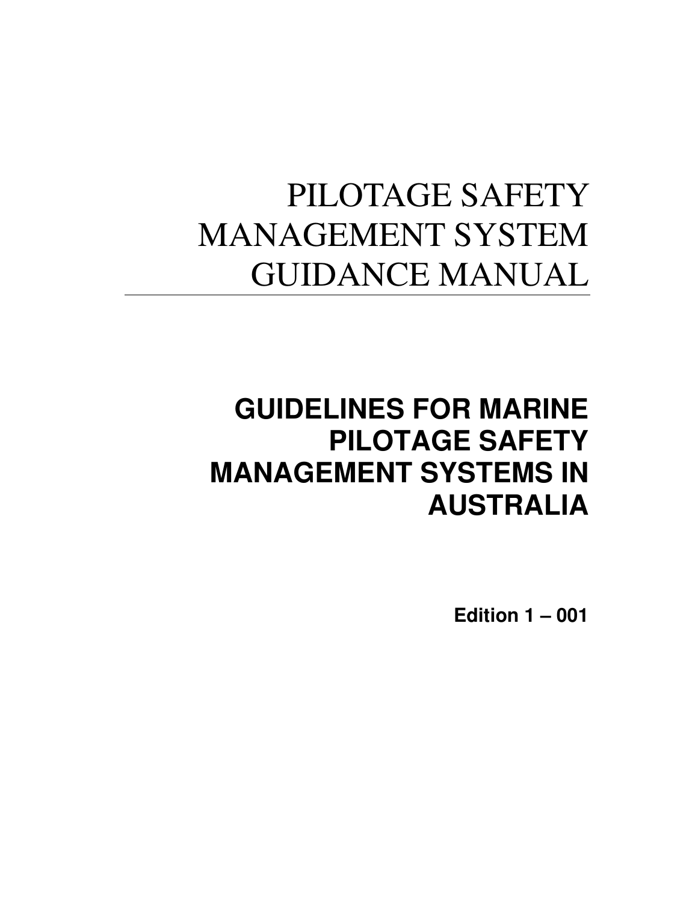# PILOTAGE SAFETY MANAGEMENT SYSTEM GUIDANCE MANUAL

## GUIDELINES FOR MARINE PILOTAGE SAFETY MANAGEMENT SYSTEMS IN AUSTRALIA

**Edition 1 – 001**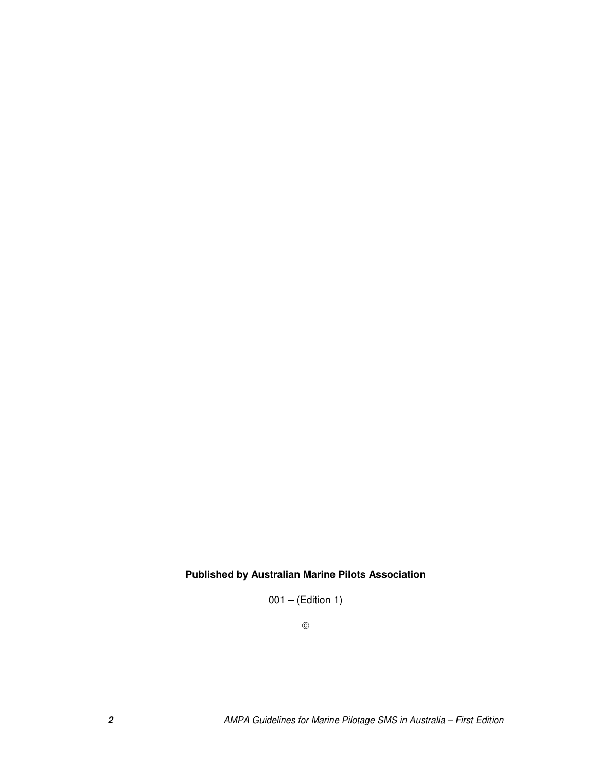**Published by Australian Marine Pilots Association**

001 – (Edition 1)

©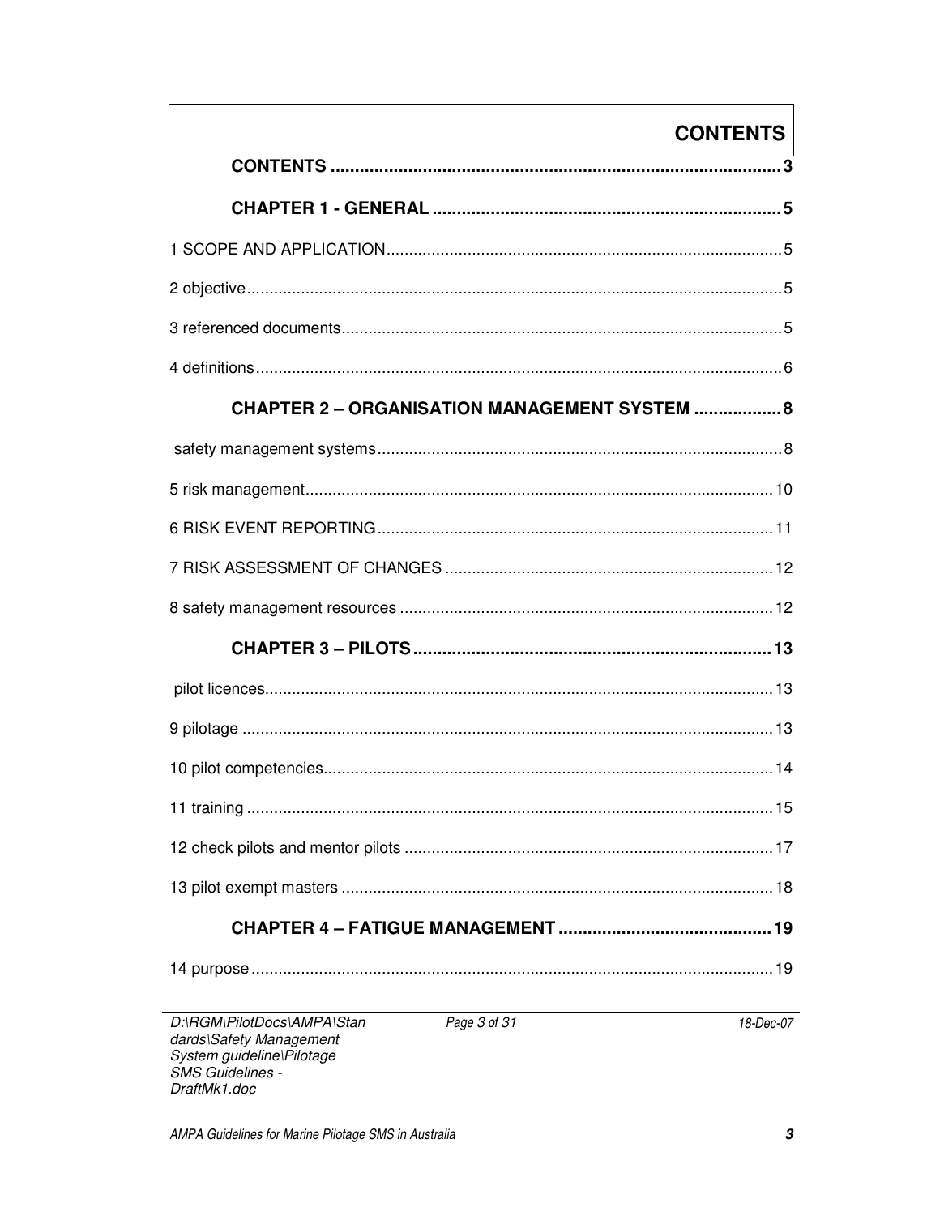# CONTENTS

**CONTENTS ............................................................................................ 3**

**CHAPTER 1 - GENERAL ....................................................................... 5**

1 SCOPE AND APPLICATION ....................................................................................... 5

2 objective ...................................................................................................................... 5

3 referenced documents ................................................................................................ 5

4 definitions .................................................................................................................... 6

**CHAPTER 2 – ORGANISATION MANAGEMENT SYSTEM .................. 8**

safety management systems ......................................................................................... 8

5 risk management ....................................................................................................... 10

6 RISK EVENT REPORTING ....................................................................................... 11

7 RISK ASSESSMENT OF CHANGES ........................................................................ 12

8 safety management resources .................................................................................. 12

**CHAPTER 3 – PILOTS ......................................................................... 13**

pilot licences ................................................................................................................ 13

9 pilotage ..................................................................................................................... 13

10 pilot competencies ................................................................................................... 14

11 training .................................................................................................................... 15

12 check pilots and mentor pilots ................................................................................. 17

13 pilot exempt masters ............................................................................................... 18

**CHAPTER 4 – FATIGUE MANAGEMENT ............................................ 19**

14 purpose ................................................................................................................... 19

*D:\RGM\PilotDocs\AMPA\Standards\Safety Management System guideline\Pilotage SMS Guidelines - DraftMk1.doc* *18-Dec-07*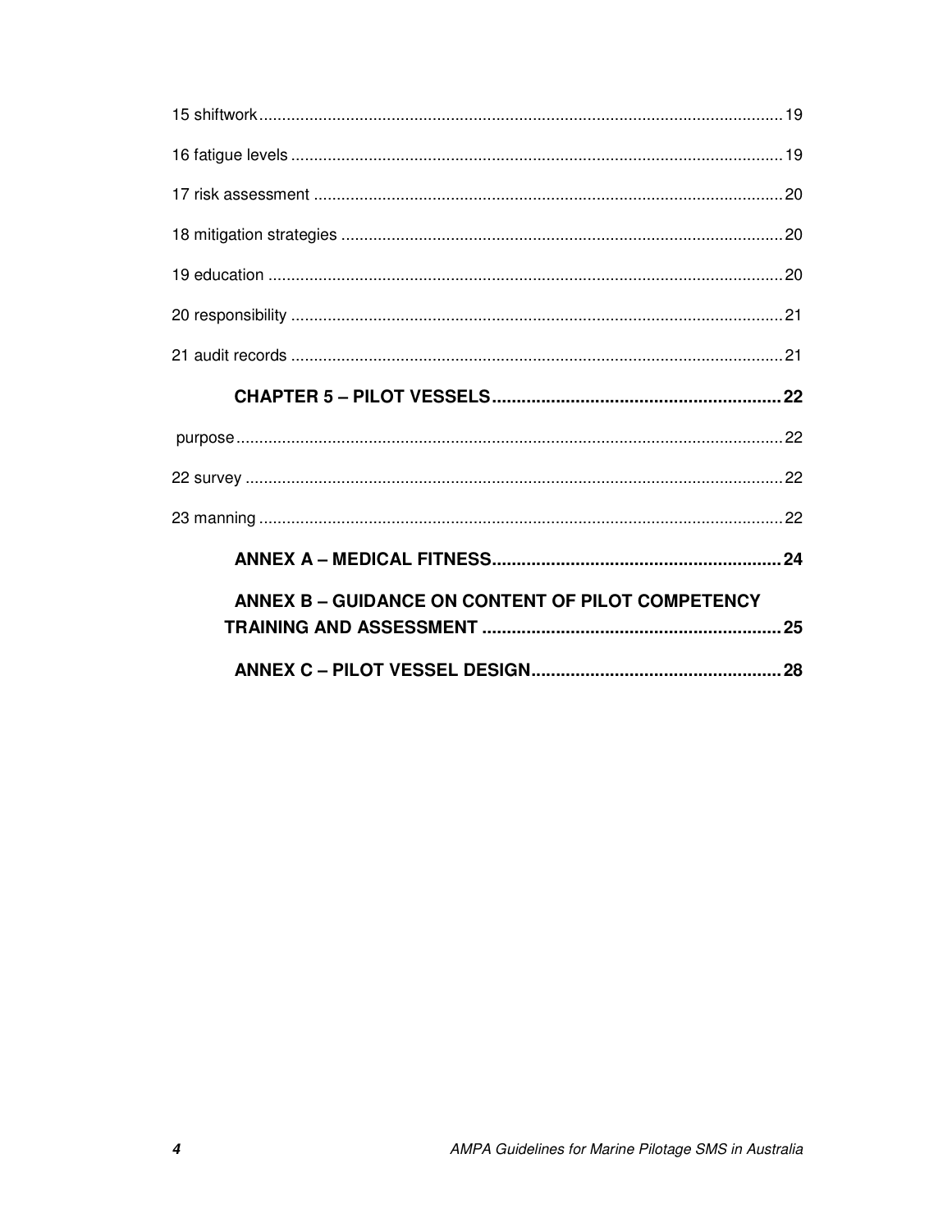15 shiftwork ........................................................................................................ 19

16 fatigue levels ................................................................................................. 19

17 risk assessment ............................................................................................. 20

18 mitigation strategies ...................................................................................... 20

19 education ....................................................................................................... 20

20 responsibility .................................................................................................. 21

21 audit records .................................................................................................. 21

**CHAPTER 5 – PILOT VESSELS ........................................................... 22**

purpose ............................................................................................................... 22

22 survey ............................................................................................................ 22

23 manning ......................................................................................................... 22

**ANNEX A – MEDICAL FITNESS ........................................................... 24**

**ANNEX B – GUIDANCE ON CONTENT OF PILOT COMPETENCY TRAINING AND ASSESSMENT ............................................................. 25**

**ANNEX C – PILOT VESSEL DESIGN .................................................... 28**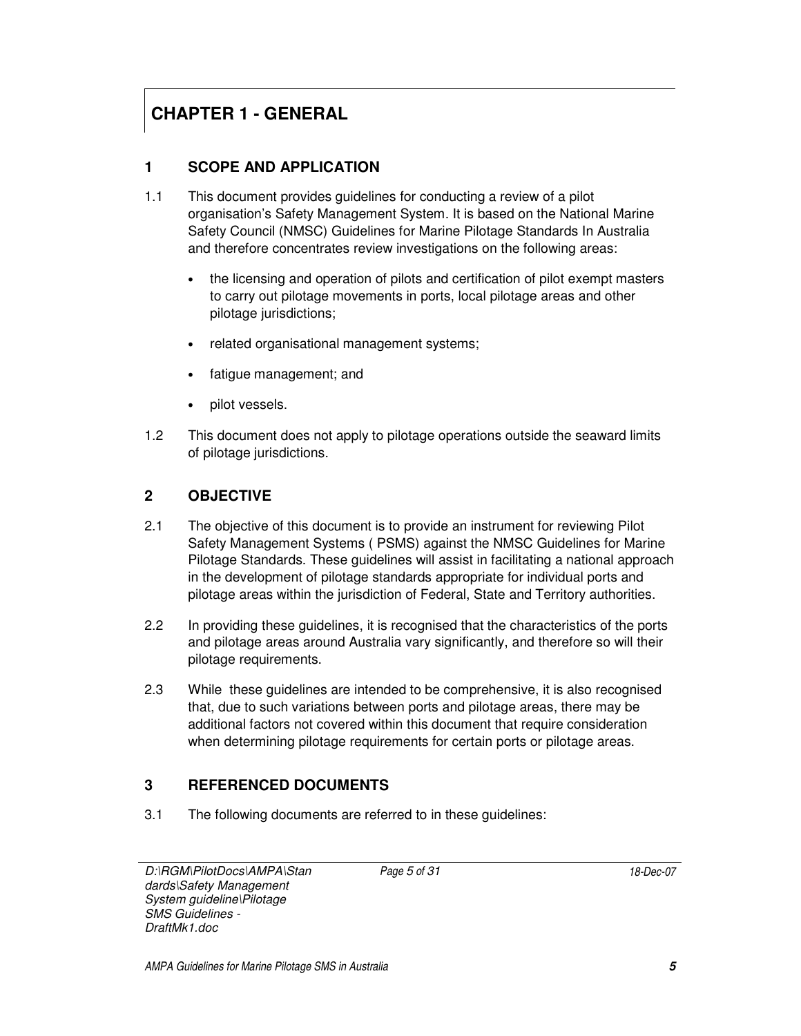# CHAPTER 1 - GENERAL

## 1 SCOPE AND APPLICATION

1.1 This document provides guidelines for conducting a review of a pilot organisation's Safety Management System. It is based on the National Marine Safety Council (NMSC) Guidelines for Marine Pilotage Standards In Australia and therefore concentrates review investigations on the following areas:

- the licensing and operation of pilots and certification of pilot exempt masters to carry out pilotage movements in ports, local pilotage areas and other pilotage jurisdictions;
- related organisational management systems;
- fatigue management; and
- pilot vessels.

1.2 This document does not apply to pilotage operations outside the seaward limits of pilotage jurisdictions.

## 2 OBJECTIVE

2.1 The objective of this document is to provide an instrument for reviewing Pilot Safety Management Systems ( PSMS) against the NMSC Guidelines for Marine Pilotage Standards. These guidelines will assist in facilitating a national approach in the development of pilotage standards appropriate for individual ports and pilotage areas within the jurisdiction of Federal, State and Territory authorities.

2.2 In providing these guidelines, it is recognised that the characteristics of the ports and pilotage areas around Australia vary significantly, and therefore so will their pilotage requirements.

2.3 While these guidelines are intended to be comprehensive, it is also recognised that, due to such variations between ports and pilotage areas, there may be additional factors not covered within this document that require consideration when determining pilotage requirements for certain ports or pilotage areas.

## 3 REFERENCED DOCUMENTS

3.1 The following documents are referred to in these guidelines: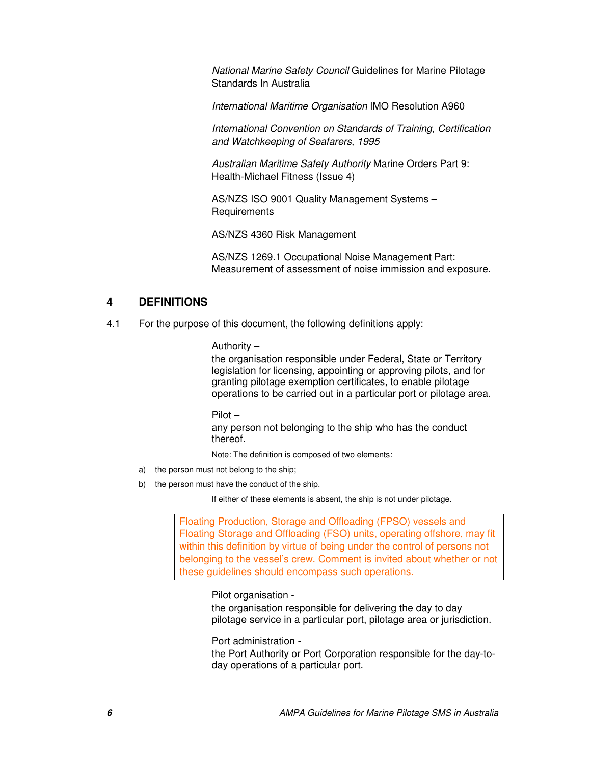*National Marine Safety Council* Guidelines for Marine Pilotage Standards In Australia

*International Maritime Organisation* IMO Resolution A960

*International Convention on Standards of Training, Certification and Watchkeeping of Seafarers, 1995*

*Australian Maritime Safety Authority* Marine Orders Part 9: Health-Michael Fitness (Issue 4)

AS/NZS ISO 9001 Quality Management Systems – Requirements

AS/NZS 4360 Risk Management

AS/NZS 1269.1 Occupational Noise Management Part: Measurement of assessment of noise immission and exposure.

## 4 DEFINITIONS

4.1 For the purpose of this document, the following definitions apply:

Authority –
the organisation responsible under Federal, State or Territory legislation for licensing, appointing or approving pilots, and for granting pilotage exemption certificates, to enable pilotage operations to be carried out in a particular port or pilotage area.

Pilot –
any person not belonging to the ship who has the conduct thereof.

Note: The definition is composed of two elements:

a) the person must not belong to the ship;
b) the person must have the conduct of the ship.

If either of these elements is absent, the ship is not under pilotage.

> Floating Production, Storage and Offloading (FPSO) vessels and Floating Storage and Offloading (FSO) units, operating offshore, may fit within this definition by virtue of being under the control of persons not belonging to the vessel's crew. Comment is invited about whether or not these guidelines should encompass such operations.

Pilot organisation -
the organisation responsible for delivering the day to day pilotage service in a particular port, pilotage area or jurisdiction.

Port administration -
the Port Authority or Port Corporation responsible for the day-to-day operations of a particular port.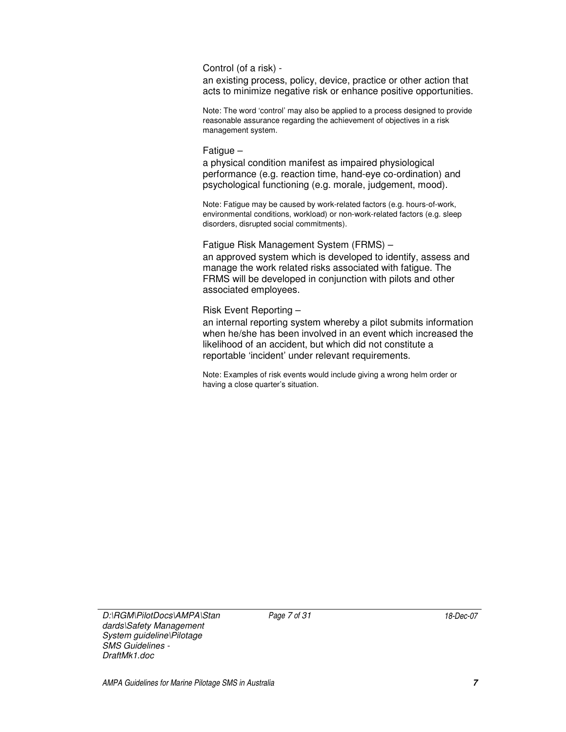Control (of a risk) -

an existing process, policy, device, practice or other action that acts to minimize negative risk or enhance positive opportunities.

Note: The word 'control' may also be applied to a process designed to provide reasonable assurance regarding the achievement of objectives in a risk management system.

Fatigue –

a physical condition manifest as impaired physiological performance (e.g. reaction time, hand-eye co-ordination) and psychological functioning (e.g. morale, judgement, mood).

Note: Fatigue may be caused by work-related factors (e.g. hours-of-work, environmental conditions, workload) or non-work-related factors (e.g. sleep disorders, disrupted social commitments).

Fatigue Risk Management System (FRMS) –

an approved system which is developed to identify, assess and manage the work related risks associated with fatigue. The FRMS will be developed in conjunction with pilots and other associated employees.

Risk Event Reporting –

an internal reporting system whereby a pilot submits information when he/she has been involved in an event which increased the likelihood of an accident, but which did not constitute a reportable 'incident' under relevant requirements.

Note: Examples of risk events would include giving a wrong helm order or having a close quarter's situation.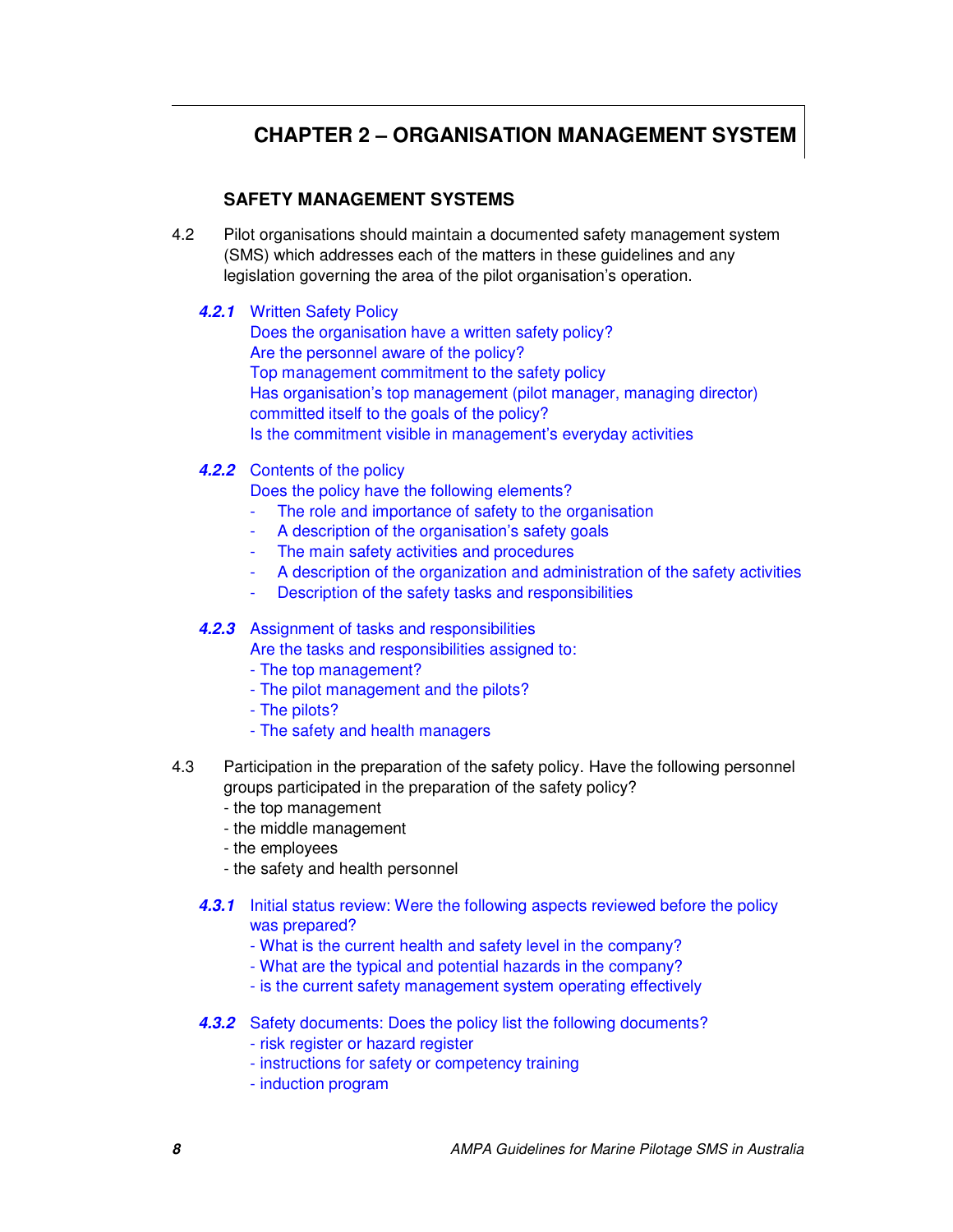# CHAPTER 2 – ORGANISATION MANAGEMENT SYSTEM

## SAFETY MANAGEMENT SYSTEMS

4.2 Pilot organisations should maintain a documented safety management system (SMS) which addresses each of the matters in these guidelines and any legislation governing the area of the pilot organisation's operation.

***4.2.1*** Written Safety Policy
Does the organisation have a written safety policy?
Are the personnel aware of the policy?
Top management commitment to the safety policy
Has organisation's top management (pilot manager, managing director) committed itself to the goals of the policy?
Is the commitment visible in management's everyday activities

***4.2.2*** Contents of the policy
Does the policy have the following elements?

- The role and importance of safety to the organisation
- A description of the organisation's safety goals
- The main safety activities and procedures
- A description of the organization and administration of the safety activities
- Description of the safety tasks and responsibilities

***4.2.3*** Assignment of tasks and responsibilities
Are the tasks and responsibilities assigned to:
- The top management?
- The pilot management and the pilots?
- The pilots?
- The safety and health managers

4.3 Participation in the preparation of the safety policy. Have the following personnel groups participated in the preparation of the safety policy?
- the top management
- the middle management
- the employees
- the safety and health personnel

***4.3.1*** Initial status review: Were the following aspects reviewed before the policy was prepared?
- What is the current health and safety level in the company?
- What are the typical and potential hazards in the company?
- is the current safety management system operating effectively

***4.3.2*** Safety documents: Does the policy list the following documents?
- risk register or hazard register
- instructions for safety or competency training
- induction program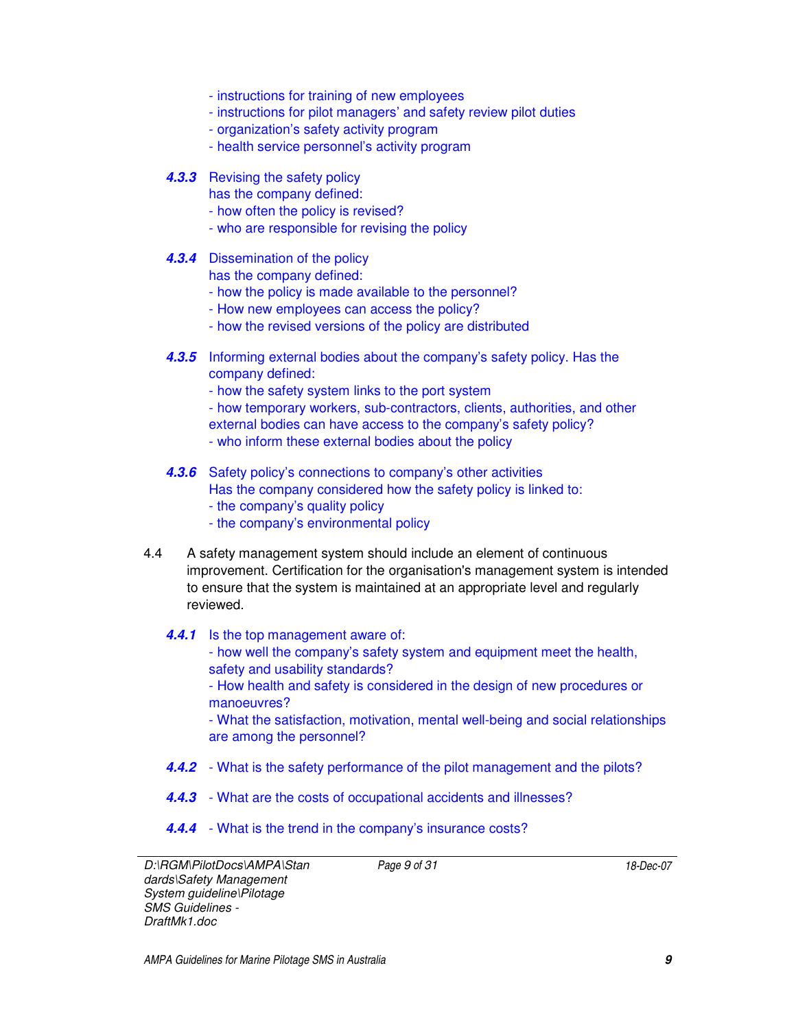- instructions for training of new employees
- instructions for pilot managers' and safety review pilot duties
- organization's safety activity program
- health service personnel's activity program

***4.3.3*** Revising the safety policy
has the company defined:
- how often the policy is revised?
- who are responsible for revising the policy

***4.3.4*** Dissemination of the policy
has the company defined:
- how the policy is made available to the personnel?
- How new employees can access the policy?
- how the revised versions of the policy are distributed

***4.3.5*** Informing external bodies about the company's safety policy. Has the company defined:
- how the safety system links to the port system
- how temporary workers, sub-contractors, clients, authorities, and other external bodies can have access to the company's safety policy?
- who inform these external bodies about the policy

***4.3.6*** Safety policy's connections to company's other activities
Has the company considered how the safety policy is linked to:
- the company's quality policy
- the company's environmental policy

4.4 A safety management system should include an element of continuous improvement. Certification for the organisation's management system is intended to ensure that the system is maintained at an appropriate level and regularly reviewed.

***4.4.1*** Is the top management aware of:
- how well the company's safety system and equipment meet the health, safety and usability standards?
- How health and safety is considered in the design of new procedures or manoeuvres?
- What the satisfaction, motivation, mental well-being and social relationships are among the personnel?

***4.4.2*** - What is the safety performance of the pilot management and the pilots?

***4.4.3*** - What are the costs of occupational accidents and illnesses?

***4.4.4*** - What is the trend in the company's insurance costs?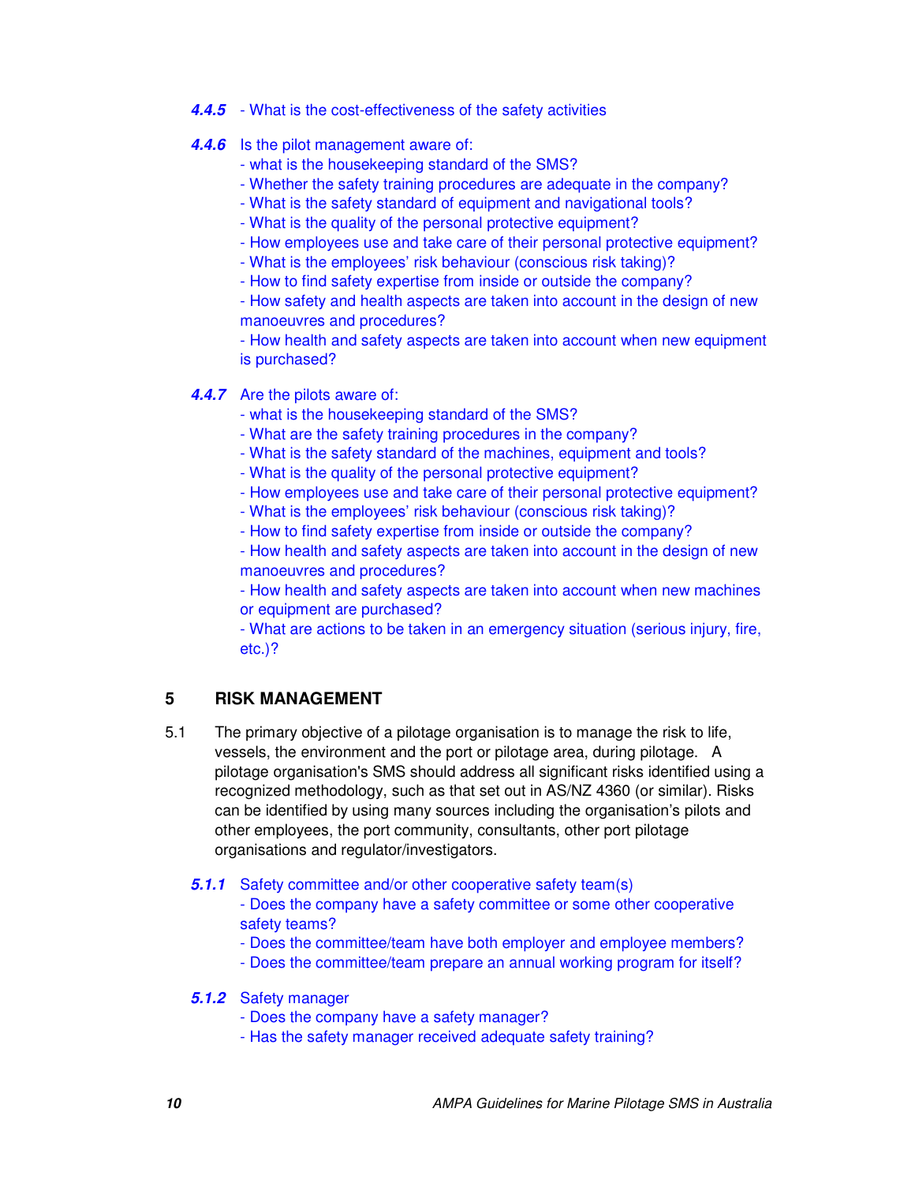***4.4.5*** - What is the cost-effectiveness of the safety activities

***4.4.6*** Is the pilot management aware of:
- what is the housekeeping standard of the SMS?
- Whether the safety training procedures are adequate in the company?
- What is the safety standard of equipment and navigational tools?
- What is the quality of the personal protective equipment?
- How employees use and take care of their personal protective equipment?
- What is the employees' risk behaviour (conscious risk taking)?
- How to find safety expertise from inside or outside the company?
- How safety and health aspects are taken into account in the design of new manoeuvres and procedures?
- How health and safety aspects are taken into account when new equipment is purchased?

***4.4.7*** Are the pilots aware of:
- what is the housekeeping standard of the SMS?
- What are the safety training procedures in the company?
- What is the safety standard of the machines, equipment and tools?
- What is the quality of the personal protective equipment?
- How employees use and take care of their personal protective equipment?
- What is the employees' risk behaviour (conscious risk taking)?
- How to find safety expertise from inside or outside the company?
- How health and safety aspects are taken into account in the design of new manoeuvres and procedures?
- How health and safety aspects are taken into account when new machines or equipment are purchased?
- What are actions to be taken in an emergency situation (serious injury, fire, etc.)?

## 5 RISK MANAGEMENT

5.1 The primary objective of a pilotage organisation is to manage the risk to life, vessels, the environment and the port or pilotage area, during pilotage. A pilotage organisation's SMS should address all significant risks identified using a recognized methodology, such as that set out in AS/NZ 4360 (or similar). Risks can be identified by using many sources including the organisation's pilots and other employees, the port community, consultants, other port pilotage organisations and regulator/investigators.

***5.1.1*** Safety committee and/or other cooperative safety team(s)
- Does the company have a safety committee or some other cooperative safety teams?
- Does the committee/team have both employer and employee members?
- Does the committee/team prepare an annual working program for itself?

***5.1.2*** Safety manager
- Does the company have a safety manager?
- Has the safety manager received adequate safety training?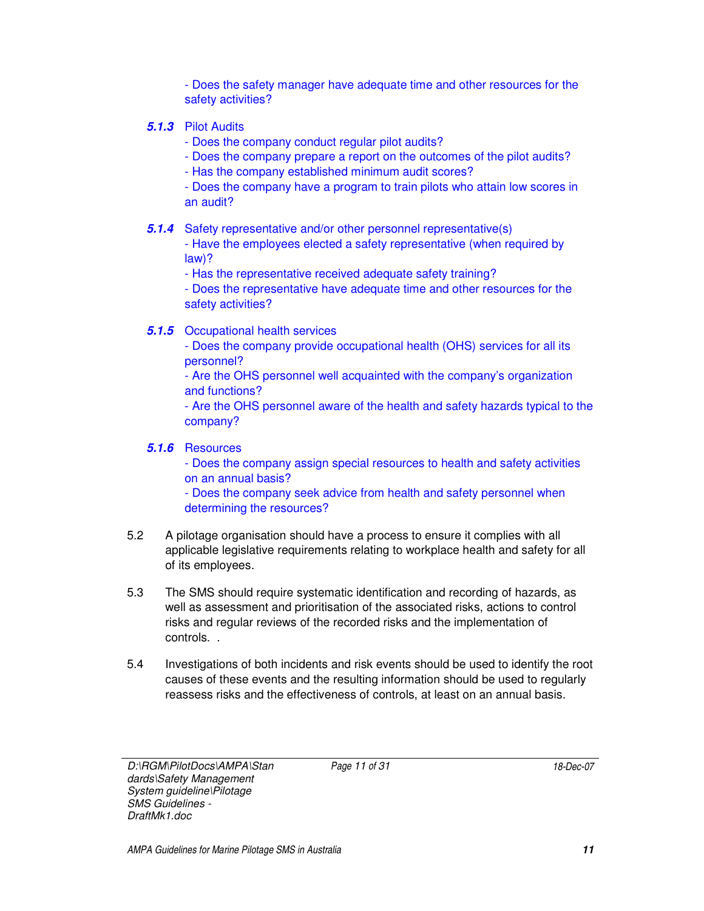- Does the safety manager have adequate time and other resources for the safety activities?

***5.1.3*** Pilot Audits

- Does the company conduct regular pilot audits?
- Does the company prepare a report on the outcomes of the pilot audits?
- Has the company established minimum audit scores?
- Does the company have a program to train pilots who attain low scores in an audit?

***5.1.4*** Safety representative and/or other personnel representative(s)

- Have the employees elected a safety representative (when required by law)?
- Has the representative received adequate safety training?
- Does the representative have adequate time and other resources for the safety activities?

***5.1.5*** Occupational health services

- Does the company provide occupational health (OHS) services for all its personnel?
- Are the OHS personnel well acquainted with the company's organization and functions?
- Are the OHS personnel aware of the health and safety hazards typical to the company?

***5.1.6*** Resources

- Does the company assign special resources to health and safety activities on an annual basis?
- Does the company seek advice from health and safety personnel when determining the resources?

5.2 A pilotage organisation should have a process to ensure it complies with all applicable legislative requirements relating to workplace health and safety for all of its employees.

5.3 The SMS should require systematic identification and recording of hazards, as well as assessment and prioritisation of the associated risks, actions to control risks and regular reviews of the recorded risks and the implementation of controls. .

5.4 Investigations of both incidents and risk events should be used to identify the root causes of these events and the resulting information should be used to regularly reassess risks and the effectiveness of controls, at least on an annual basis.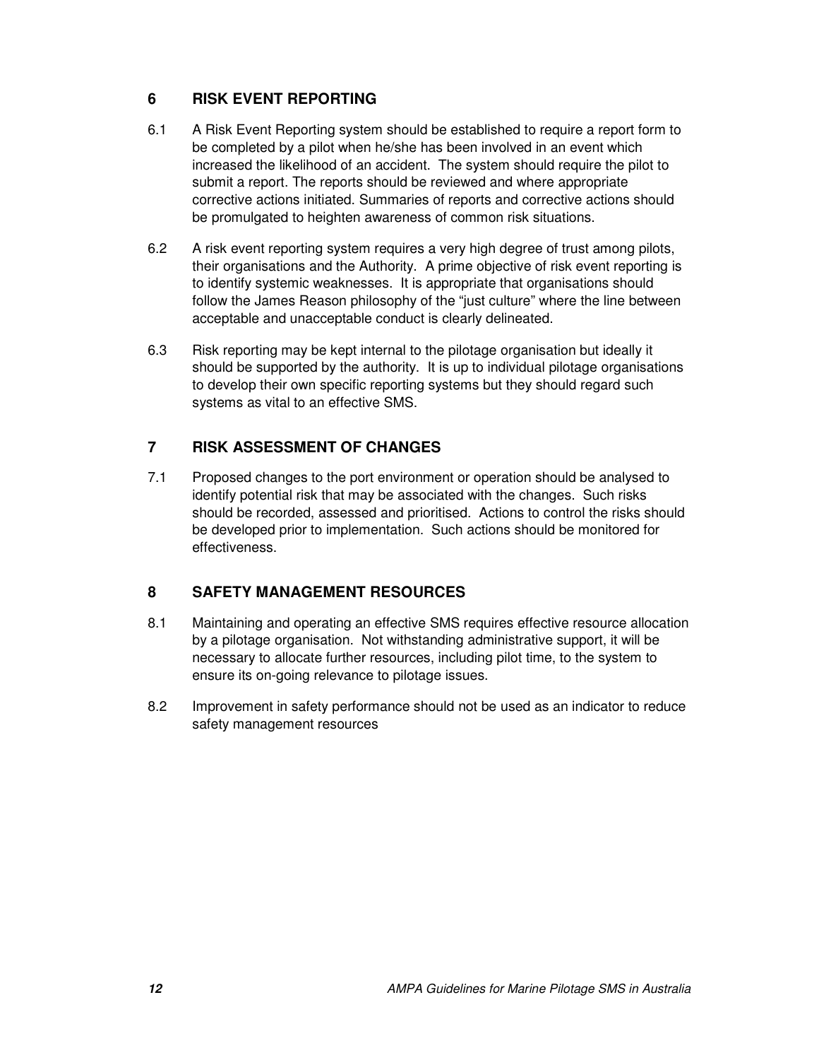## 6 RISK EVENT REPORTING

6.1 A Risk Event Reporting system should be established to require a report form to be completed by a pilot when he/she has been involved in an event which increased the likelihood of an accident. The system should require the pilot to submit a report. The reports should be reviewed and where appropriate corrective actions initiated. Summaries of reports and corrective actions should be promulgated to heighten awareness of common risk situations.

6.2 A risk event reporting system requires a very high degree of trust among pilots, their organisations and the Authority. A prime objective of risk event reporting is to identify systemic weaknesses. It is appropriate that organisations should follow the James Reason philosophy of the "just culture" where the line between acceptable and unacceptable conduct is clearly delineated.

6.3 Risk reporting may be kept internal to the pilotage organisation but ideally it should be supported by the authority. It is up to individual pilotage organisations to develop their own specific reporting systems but they should regard such systems as vital to an effective SMS.

## 7 RISK ASSESSMENT OF CHANGES

7.1 Proposed changes to the port environment or operation should be analysed to identify potential risk that may be associated with the changes. Such risks should be recorded, assessed and prioritised. Actions to control the risks should be developed prior to implementation. Such actions should be monitored for effectiveness.

## 8 SAFETY MANAGEMENT RESOURCES

8.1 Maintaining and operating an effective SMS requires effective resource allocation by a pilotage organisation. Not withstanding administrative support, it will be necessary to allocate further resources, including pilot time, to the system to ensure its on-going relevance to pilotage issues.

8.2 Improvement in safety performance should not be used as an indicator to reduce safety management resources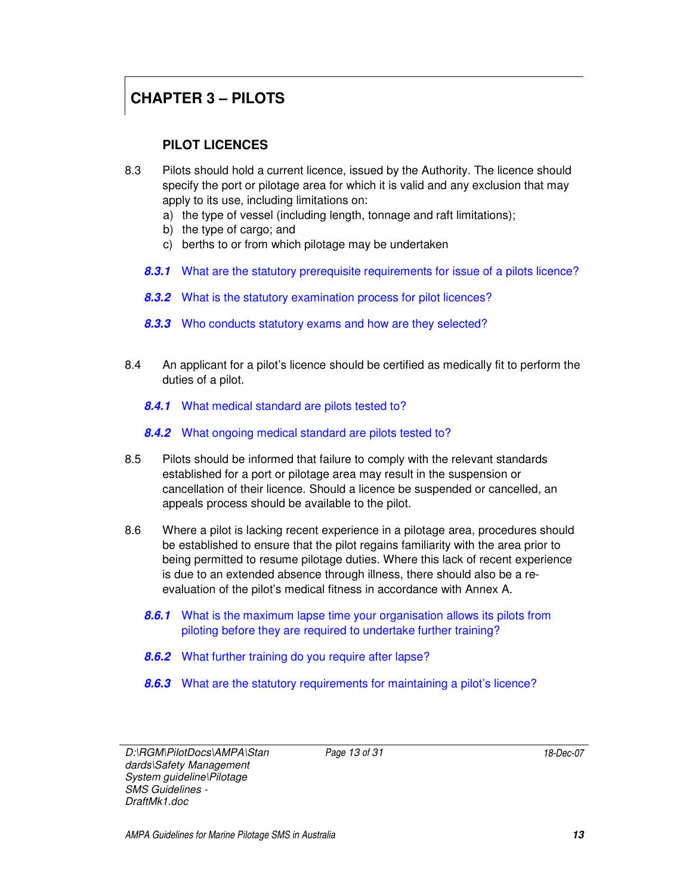# CHAPTER 3 – PILOTS

## PILOT LICENCES

8.3 Pilots should hold a current licence, issued by the Authority. The licence should specify the port or pilotage area for which it is valid and any exclusion that may apply to its use, including limitations on:

a) the type of vessel (including length, tonnage and raft limitations);
b) the type of cargo; and
c) berths to or from which pilotage may be undertaken

***8.3.1*** What are the statutory prerequisite requirements for issue of a pilots licence?

***8.3.2*** What is the statutory examination process for pilot licences?

***8.3.3*** Who conducts statutory exams and how are they selected?

8.4 An applicant for a pilot's licence should be certified as medically fit to perform the duties of a pilot.

***8.4.1*** What medical standard are pilots tested to?

***8.4.2*** What ongoing medical standard are pilots tested to?

8.5 Pilots should be informed that failure to comply with the relevant standards established for a port or pilotage area may result in the suspension or cancellation of their licence. Should a licence be suspended or cancelled, an appeals process should be available to the pilot.

8.6 Where a pilot is lacking recent experience in a pilotage area, procedures should be established to ensure that the pilot regains familiarity with the area prior to being permitted to resume pilotage duties. Where this lack of recent experience is due to an extended absence through illness, there should also be a re-evaluation of the pilot's medical fitness in accordance with Annex A.

***8.6.1*** What is the maximum lapse time your organisation allows its pilots from piloting before they are required to undertake further training?

***8.6.2*** What further training do you require after lapse?

***8.6.3*** What are the statutory requirements for maintaining a pilot's licence?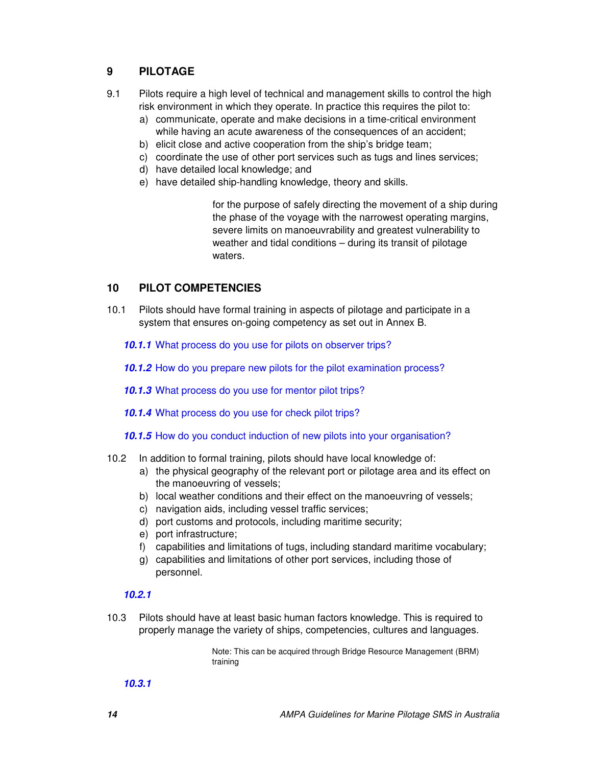## 9 PILOTAGE

9.1 Pilots require a high level of technical and management skills to control the high risk environment in which they operate. In practice this requires the pilot to:

a) communicate, operate and make decisions in a time-critical environment while having an acute awareness of the consequences of an accident;
b) elicit close and active cooperation from the ship's bridge team;
c) coordinate the use of other port services such as tugs and lines services;
d) have detailed local knowledge; and
e) have detailed ship-handling knowledge, theory and skills.

for the purpose of safely directing the movement of a ship during the phase of the voyage with the narrowest operating margins, severe limits on manoeuvrability and greatest vulnerability to weather and tidal conditions – during its transit of pilotage waters.

## 10 PILOT COMPETENCIES

10.1 Pilots should have formal training in aspects of pilotage and participate in a system that ensures on-going competency as set out in Annex B.

***10.1.1*** What process do you use for pilots on observer trips?

***10.1.2*** How do you prepare new pilots for the pilot examination process?

***10.1.3*** What process do you use for mentor pilot trips?

***10.1.4*** What process do you use for check pilot trips?

***10.1.5*** How do you conduct induction of new pilots into your organisation?

10.2 In addition to formal training, pilots should have local knowledge of:

a) the physical geography of the relevant port or pilotage area and its effect on the manoeuvring of vessels;
b) local weather conditions and their effect on the manoeuvring of vessels;
c) navigation aids, including vessel traffic services;
d) port customs and protocols, including maritime security;
e) port infrastructure;
f) capabilities and limitations of tugs, including standard maritime vocabulary;
g) capabilities and limitations of other port services, including those of personnel.

***10.2.1***

10.3 Pilots should have at least basic human factors knowledge. This is required to properly manage the variety of ships, competencies, cultures and languages.

Note: This can be acquired through Bridge Resource Management (BRM) training

***10.3.1***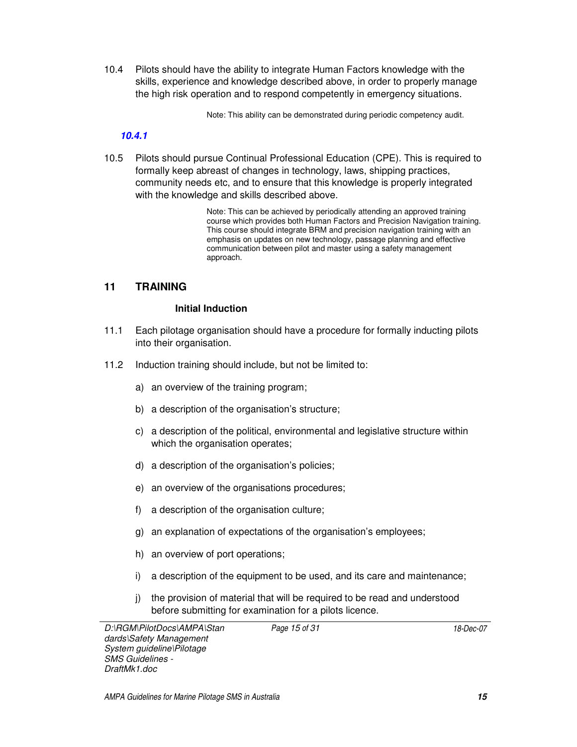10.4 Pilots should have the ability to integrate Human Factors knowledge with the skills, experience and knowledge described above, in order to properly manage the high risk operation and to respond competently in emergency situations.

> Note: This ability can be demonstrated during periodic competency audit.

***10.4.1***

10.5 Pilots should pursue Continual Professional Education (CPE). This is required to formally keep abreast of changes in technology, laws, shipping practices, community needs etc, and to ensure that this knowledge is properly integrated with the knowledge and skills described above.

> Note: This can be achieved by periodically attending an approved training course which provides both Human Factors and Precision Navigation training. This course should integrate BRM and precision navigation training with an emphasis on updates on new technology, passage planning and effective communication between pilot and master using a safety management approach.

## 11 TRAINING

### Initial Induction

11.1 Each pilotage organisation should have a procedure for formally inducting pilots into their organisation.

11.2 Induction training should include, but not be limited to:

a) an overview of the training program;

b) a description of the organisation's structure;

c) a description of the political, environmental and legislative structure within which the organisation operates;

d) a description of the organisation's policies;

e) an overview of the organisations procedures;

f) a description of the organisation culture;

g) an explanation of expectations of the organisation's employees;

h) an overview of port operations;

i) a description of the equipment to be used, and its care and maintenance;

j) the provision of material that will be required to be read and understood before submitting for examination for a pilots licence.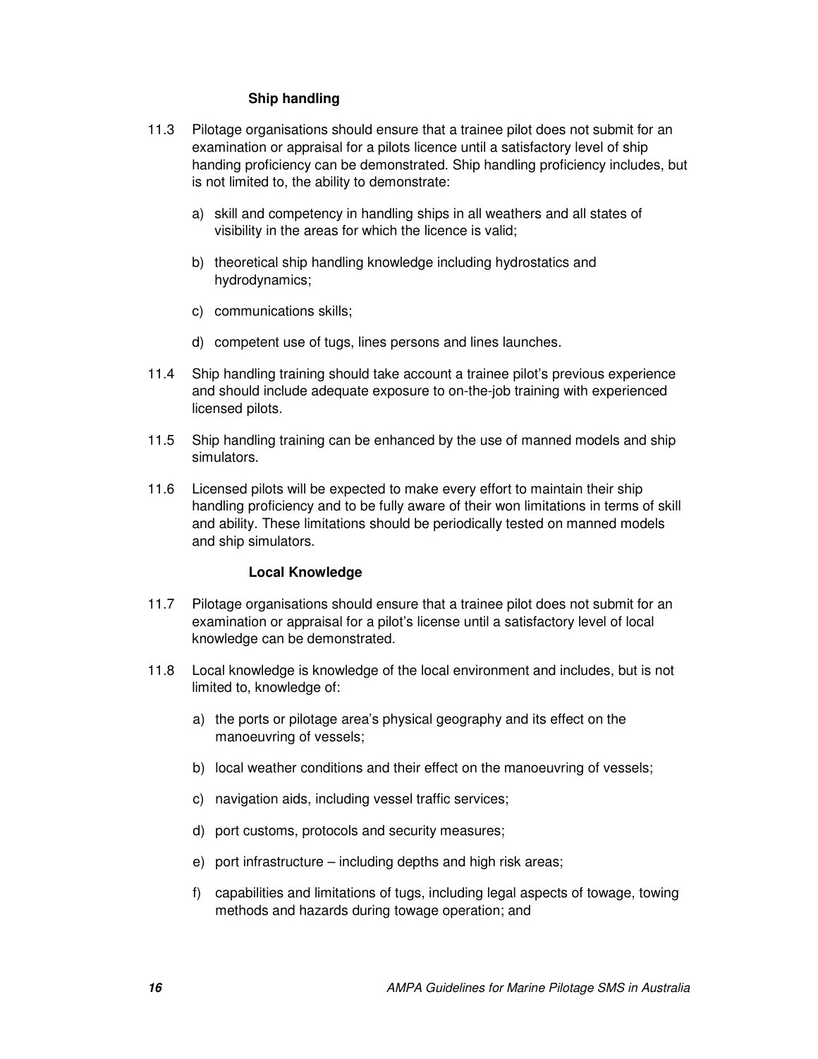### Ship handling

11.3 Pilotage organisations should ensure that a trainee pilot does not submit for an examination or appraisal for a pilots licence until a satisfactory level of ship handing proficiency can be demonstrated. Ship handling proficiency includes, but is not limited to, the ability to demonstrate:

a) skill and competency in handling ships in all weathers and all states of visibility in the areas for which the licence is valid;

b) theoretical ship handling knowledge including hydrostatics and hydrodynamics;

c) communications skills;

d) competent use of tugs, lines persons and lines launches.

11.4 Ship handling training should take account a trainee pilot's previous experience and should include adequate exposure to on-the-job training with experienced licensed pilots.

11.5 Ship handling training can be enhanced by the use of manned models and ship simulators.

11.6 Licensed pilots will be expected to make every effort to maintain their ship handling proficiency and to be fully aware of their won limitations in terms of skill and ability. These limitations should be periodically tested on manned models and ship simulators.

### Local Knowledge

11.7 Pilotage organisations should ensure that a trainee pilot does not submit for an examination or appraisal for a pilot's license until a satisfactory level of local knowledge can be demonstrated.

11.8 Local knowledge is knowledge of the local environment and includes, but is not limited to, knowledge of:

a) the ports or pilotage area's physical geography and its effect on the manoeuvring of vessels;

b) local weather conditions and their effect on the manoeuvring of vessels;

c) navigation aids, including vessel traffic services;

d) port customs, protocols and security measures;

e) port infrastructure – including depths and high risk areas;

f) capabilities and limitations of tugs, including legal aspects of towage, towing methods and hazards during towage operation; and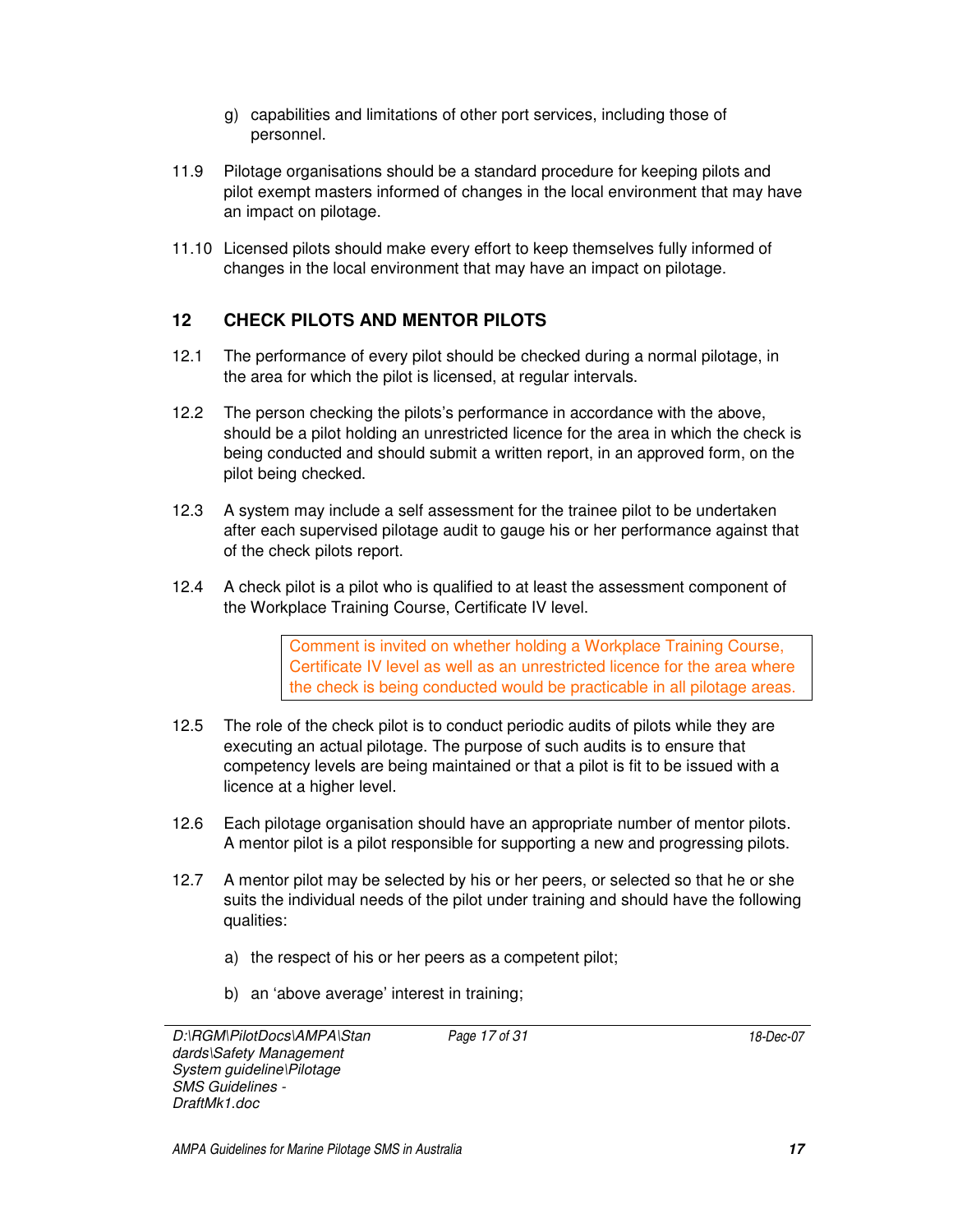g) capabilities and limitations of other port services, including those of personnel.

11.9 Pilotage organisations should be a standard procedure for keeping pilots and pilot exempt masters informed of changes in the local environment that may have an impact on pilotage.

11.10 Licensed pilots should make every effort to keep themselves fully informed of changes in the local environment that may have an impact on pilotage.

## 12 CHECK PILOTS AND MENTOR PILOTS

12.1 The performance of every pilot should be checked during a normal pilotage, in the area for which the pilot is licensed, at regular intervals.

12.2 The person checking the pilots's performance in accordance with the above, should be a pilot holding an unrestricted licence for the area in which the check is being conducted and should submit a written report, in an approved form, on the pilot being checked.

12.3 A system may include a self assessment for the trainee pilot to be undertaken after each supervised pilotage audit to gauge his or her performance against that of the check pilots report.

12.4 A check pilot is a pilot who is qualified to at least the assessment component of the Workplace Training Course, Certificate IV level.

> Comment is invited on whether holding a Workplace Training Course, Certificate IV level as well as an unrestricted licence for the area where the check is being conducted would be practicable in all pilotage areas.

12.5 The role of the check pilot is to conduct periodic audits of pilots while they are executing an actual pilotage. The purpose of such audits is to ensure that competency levels are being maintained or that a pilot is fit to be issued with a licence at a higher level.

12.6 Each pilotage organisation should have an appropriate number of mentor pilots. A mentor pilot is a pilot responsible for supporting a new and progressing pilots.

12.7 A mentor pilot may be selected by his or her peers, or selected so that he or she suits the individual needs of the pilot under training and should have the following qualities:

a) the respect of his or her peers as a competent pilot;

b) an 'above average' interest in training;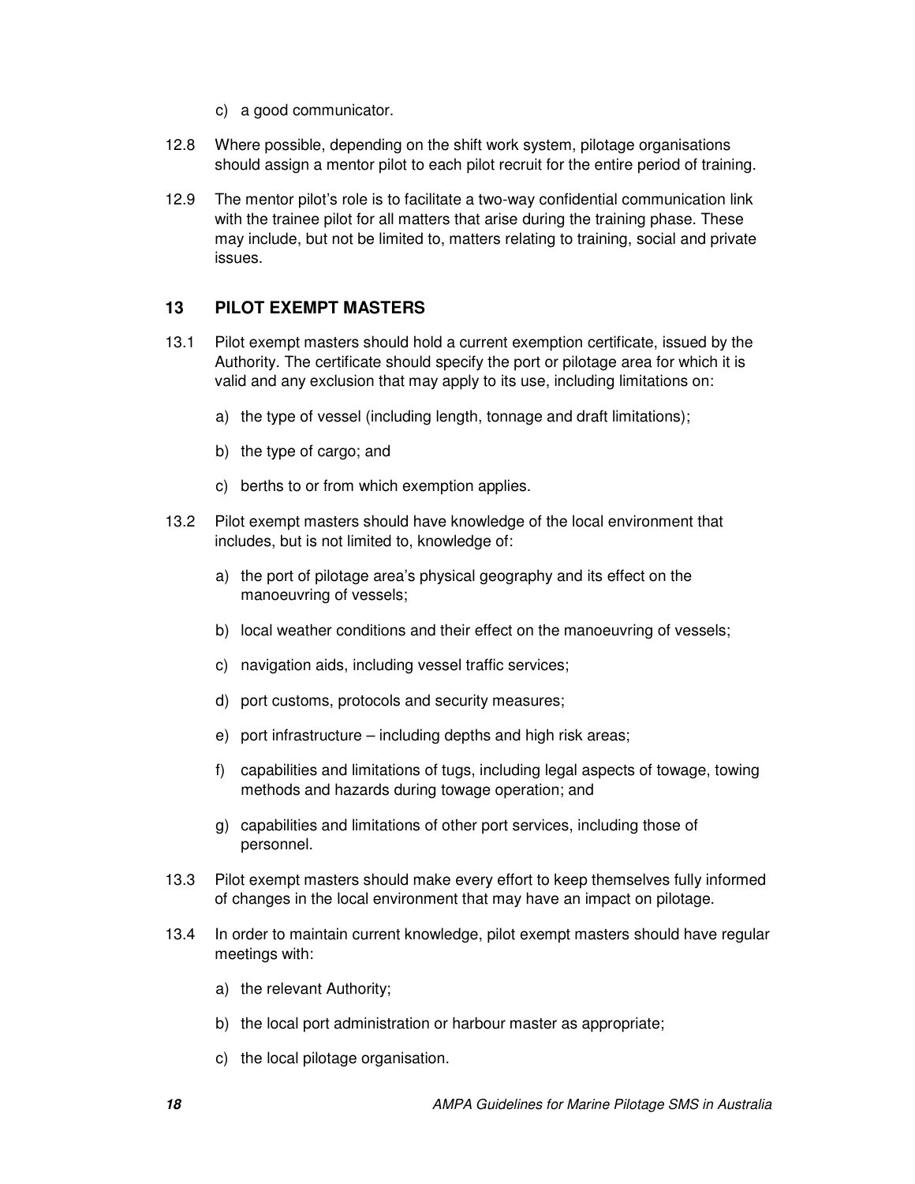c) a good communicator.

12.8 Where possible, depending on the shift work system, pilotage organisations should assign a mentor pilot to each pilot recruit for the entire period of training.

12.9 The mentor pilot's role is to facilitate a two-way confidential communication link with the trainee pilot for all matters that arise during the training phase. These may include, but not be limited to, matters relating to training, social and private issues.

## 13 PILOT EXEMPT MASTERS

13.1 Pilot exempt masters should hold a current exemption certificate, issued by the Authority. The certificate should specify the port or pilotage area for which it is valid and any exclusion that may apply to its use, including limitations on:

a) the type of vessel (including length, tonnage and draft limitations);

b) the type of cargo; and

c) berths to or from which exemption applies.

13.2 Pilot exempt masters should have knowledge of the local environment that includes, but is not limited to, knowledge of:

a) the port of pilotage area's physical geography and its effect on the manoeuvring of vessels;

b) local weather conditions and their effect on the manoeuvring of vessels;

c) navigation aids, including vessel traffic services;

d) port customs, protocols and security measures;

e) port infrastructure – including depths and high risk areas;

f) capabilities and limitations of tugs, including legal aspects of towage, towing methods and hazards during towage operation; and

g) capabilities and limitations of other port services, including those of personnel.

13.3 Pilot exempt masters should make every effort to keep themselves fully informed of changes in the local environment that may have an impact on pilotage.

13.4 In order to maintain current knowledge, pilot exempt masters should have regular meetings with:

a) the relevant Authority;

b) the local port administration or harbour master as appropriate;

c) the local pilotage organisation.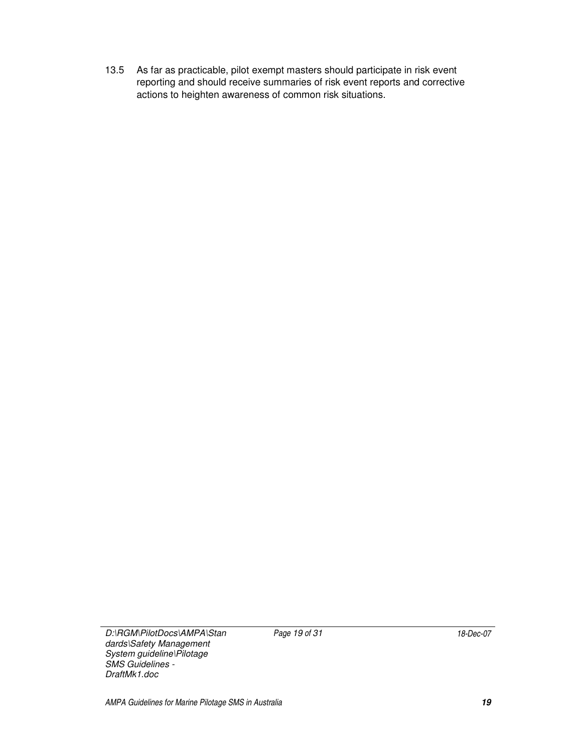13.5 As far as practicable, pilot exempt masters should participate in risk event reporting and should receive summaries of risk event reports and corrective actions to heighten awareness of common risk situations.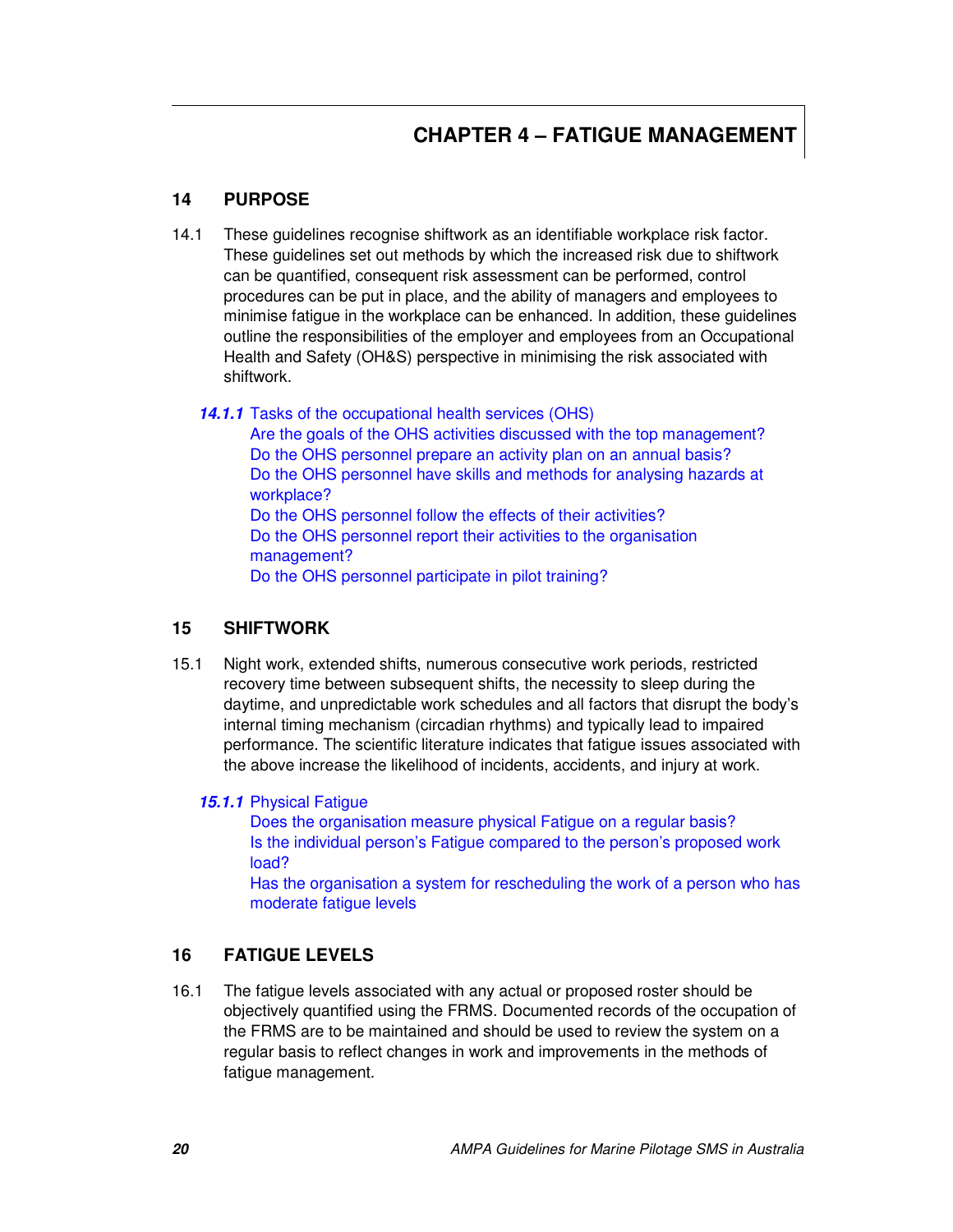# CHAPTER 4 – FATIGUE MANAGEMENT

## 14 PURPOSE

14.1 These guidelines recognise shiftwork as an identifiable workplace risk factor. These guidelines set out methods by which the increased risk due to shiftwork can be quantified, consequent risk assessment can be performed, control procedures can be put in place, and the ability of managers and employees to minimise fatigue in the workplace can be enhanced. In addition, these guidelines outline the responsibilities of the employer and employees from an Occupational Health and Safety (OH&S) perspective in minimising the risk associated with shiftwork.

***14.1.1*** Tasks of the occupational health services (OHS)

Are the goals of the OHS activities discussed with the top management?
Do the OHS personnel prepare an activity plan on an annual basis?
Do the OHS personnel have skills and methods for analysing hazards at workplace?
Do the OHS personnel follow the effects of their activities?
Do the OHS personnel report their activities to the organisation management?
Do the OHS personnel participate in pilot training?

## 15 SHIFTWORK

15.1 Night work, extended shifts, numerous consecutive work periods, restricted recovery time between subsequent shifts, the necessity to sleep during the daytime, and unpredictable work schedules and all factors that disrupt the body's internal timing mechanism (circadian rhythms) and typically lead to impaired performance. The scientific literature indicates that fatigue issues associated with the above increase the likelihood of incidents, accidents, and injury at work.

***15.1.1*** Physical Fatigue

Does the organisation measure physical Fatigue on a regular basis?
Is the individual person's Fatigue compared to the person's proposed work load?
Has the organisation a system for rescheduling the work of a person who has moderate fatigue levels

## 16 FATIGUE LEVELS

16.1 The fatigue levels associated with any actual or proposed roster should be objectively quantified using the FRMS. Documented records of the occupation of the FRMS are to be maintained and should be used to review the system on a regular basis to reflect changes in work and improvements in the methods of fatigue management.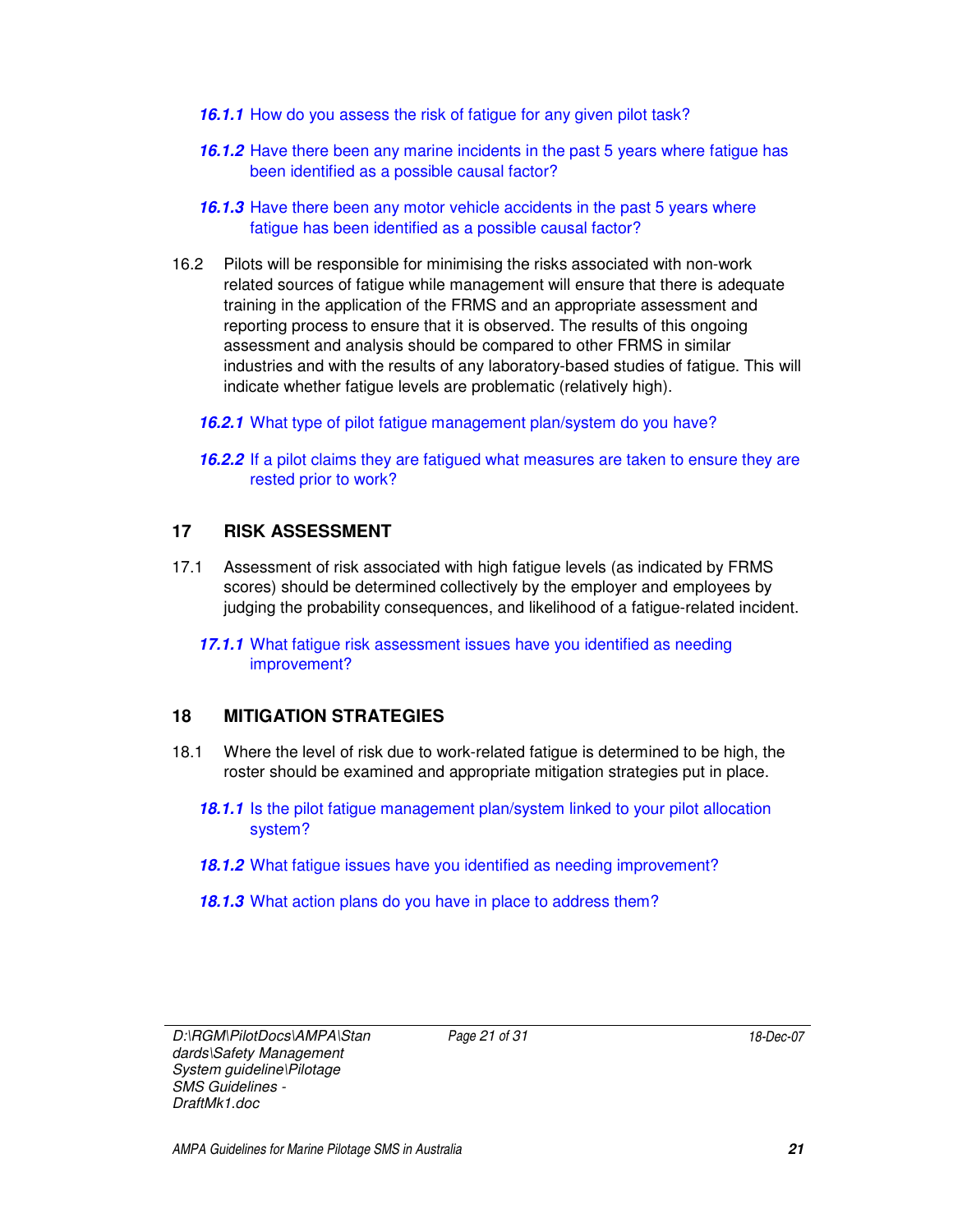***16.1.1*** How do you assess the risk of fatigue for any given pilot task?

***16.1.2*** Have there been any marine incidents in the past 5 years where fatigue has been identified as a possible causal factor?

***16.1.3*** Have there been any motor vehicle accidents in the past 5 years where fatigue has been identified as a possible causal factor?

16.2 Pilots will be responsible for minimising the risks associated with non-work related sources of fatigue while management will ensure that there is adequate training in the application of the FRMS and an appropriate assessment and reporting process to ensure that it is observed. The results of this ongoing assessment and analysis should be compared to other FRMS in similar industries and with the results of any laboratory-based studies of fatigue. This will indicate whether fatigue levels are problematic (relatively high).

***16.2.1*** What type of pilot fatigue management plan/system do you have?

***16.2.2*** If a pilot claims they are fatigued what measures are taken to ensure they are rested prior to work?

## 17 RISK ASSESSMENT

17.1 Assessment of risk associated with high fatigue levels (as indicated by FRMS scores) should be determined collectively by the employer and employees by judging the probability consequences, and likelihood of a fatigue-related incident.

***17.1.1*** What fatigue risk assessment issues have you identified as needing improvement?

## 18 MITIGATION STRATEGIES

18.1 Where the level of risk due to work-related fatigue is determined to be high, the roster should be examined and appropriate mitigation strategies put in place.

***18.1.1*** Is the pilot fatigue management plan/system linked to your pilot allocation system?

***18.1.2*** What fatigue issues have you identified as needing improvement?

***18.1.3*** What action plans do you have in place to address them?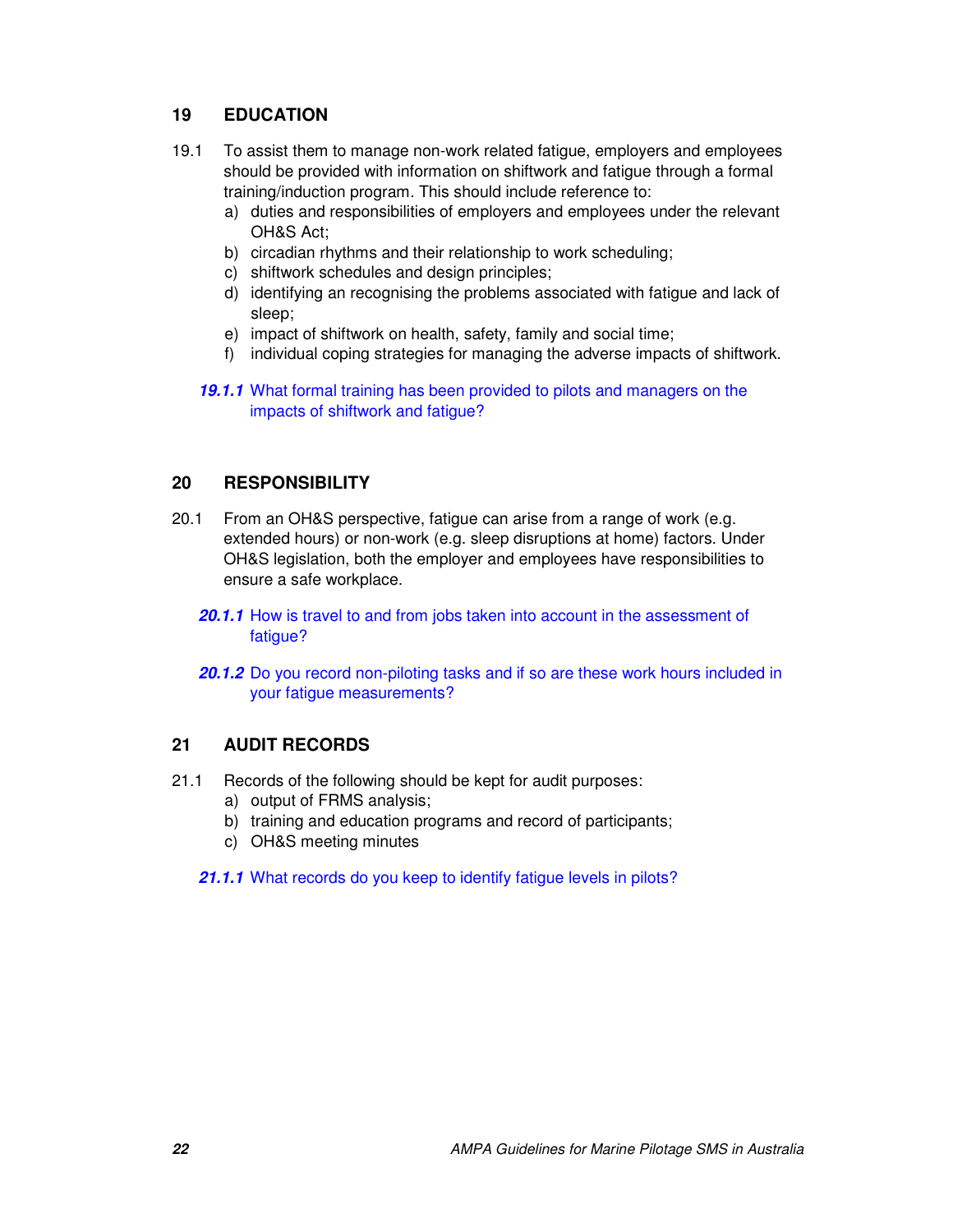## 19 EDUCATION

19.1 To assist them to manage non-work related fatigue, employers and employees should be provided with information on shiftwork and fatigue through a formal training/induction program. This should include reference to:

a) duties and responsibilities of employers and employees under the relevant OH&S Act;
b) circadian rhythms and their relationship to work scheduling;
c) shiftwork schedules and design principles;
d) identifying an recognising the problems associated with fatigue and lack of sleep;
e) impact of shiftwork on health, safety, family and social time;
f) individual coping strategies for managing the adverse impacts of shiftwork.

***19.1.1*** What formal training has been provided to pilots and managers on the impacts of shiftwork and fatigue?

## 20 RESPONSIBILITY

20.1 From an OH&S perspective, fatigue can arise from a range of work (e.g. extended hours) or non-work (e.g. sleep disruptions at home) factors. Under OH&S legislation, both the employer and employees have responsibilities to ensure a safe workplace.

***20.1.1*** How is travel to and from jobs taken into account in the assessment of fatigue?

***20.1.2*** Do you record non-piloting tasks and if so are these work hours included in your fatigue measurements?

## 21 AUDIT RECORDS

21.1 Records of the following should be kept for audit purposes:

a) output of FRMS analysis;
b) training and education programs and record of participants;
c) OH&S meeting minutes

***21.1.1*** What records do you keep to identify fatigue levels in pilots?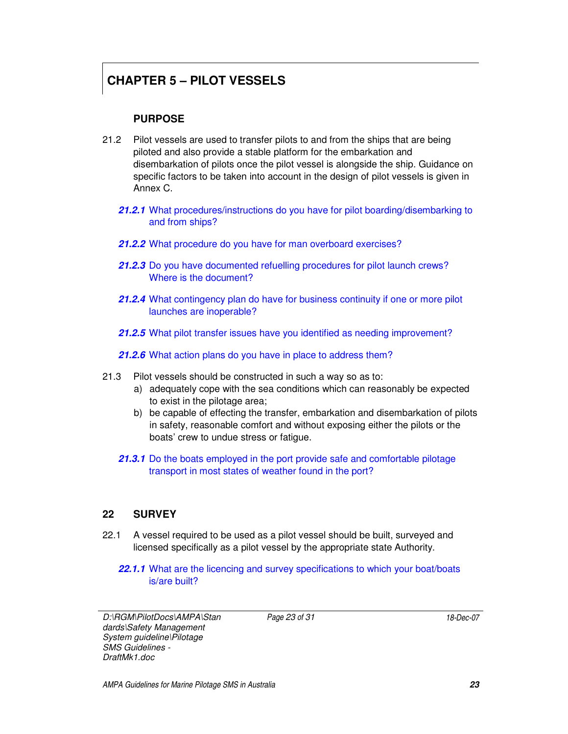# CHAPTER 5 – PILOT VESSELS

### PURPOSE

21.2 Pilot vessels are used to transfer pilots to and from the ships that are being piloted and also provide a stable platform for the embarkation and disembarkation of pilots once the pilot vessel is alongside the ship. Guidance on specific factors to be taken into account in the design of pilot vessels is given in Annex C.

***21.2.1*** What procedures/instructions do you have for pilot boarding/disembarking to and from ships?

***21.2.2*** What procedure do you have for man overboard exercises?

***21.2.3*** Do you have documented refuelling procedures for pilot launch crews? Where is the document?

***21.2.4*** What contingency plan do have for business continuity if one or more pilot launches are inoperable?

***21.2.5*** What pilot transfer issues have you identified as needing improvement?

***21.2.6*** What action plans do you have in place to address them?

21.3 Pilot vessels should be constructed in such a way so as to:

a) adequately cope with the sea conditions which can reasonably be expected to exist in the pilotage area;
b) be capable of effecting the transfer, embarkation and disembarkation of pilots in safety, reasonable comfort and without exposing either the pilots or the boats' crew to undue stress or fatigue.

***21.3.1*** Do the boats employed in the port provide safe and comfortable pilotage transport in most states of weather found in the port?

## 22 SURVEY

22.1 A vessel required to be used as a pilot vessel should be built, surveyed and licensed specifically as a pilot vessel by the appropriate state Authority.

***22.1.1*** What are the licencing and survey specifications to which your boat/boats is/are built?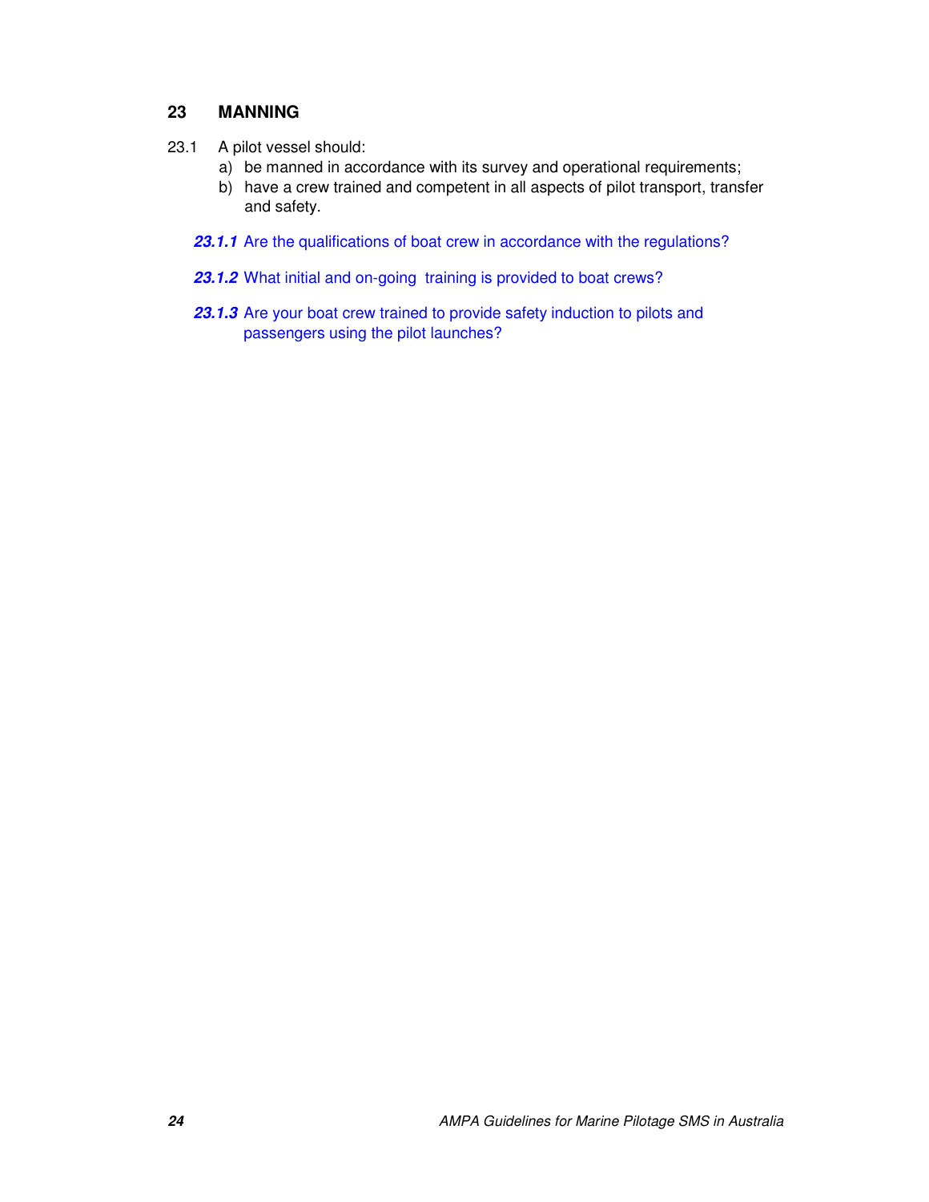## 23 MANNING

23.1 A pilot vessel should:

a) be manned in accordance with its survey and operational requirements;
b) have a crew trained and competent in all aspects of pilot transport, transfer and safety.

***23.1.1*** Are the qualifications of boat crew in accordance with the regulations?

***23.1.2*** What initial and on-going training is provided to boat crews?

***23.1.3*** Are your boat crew trained to provide safety induction to pilots and passengers using the pilot launches?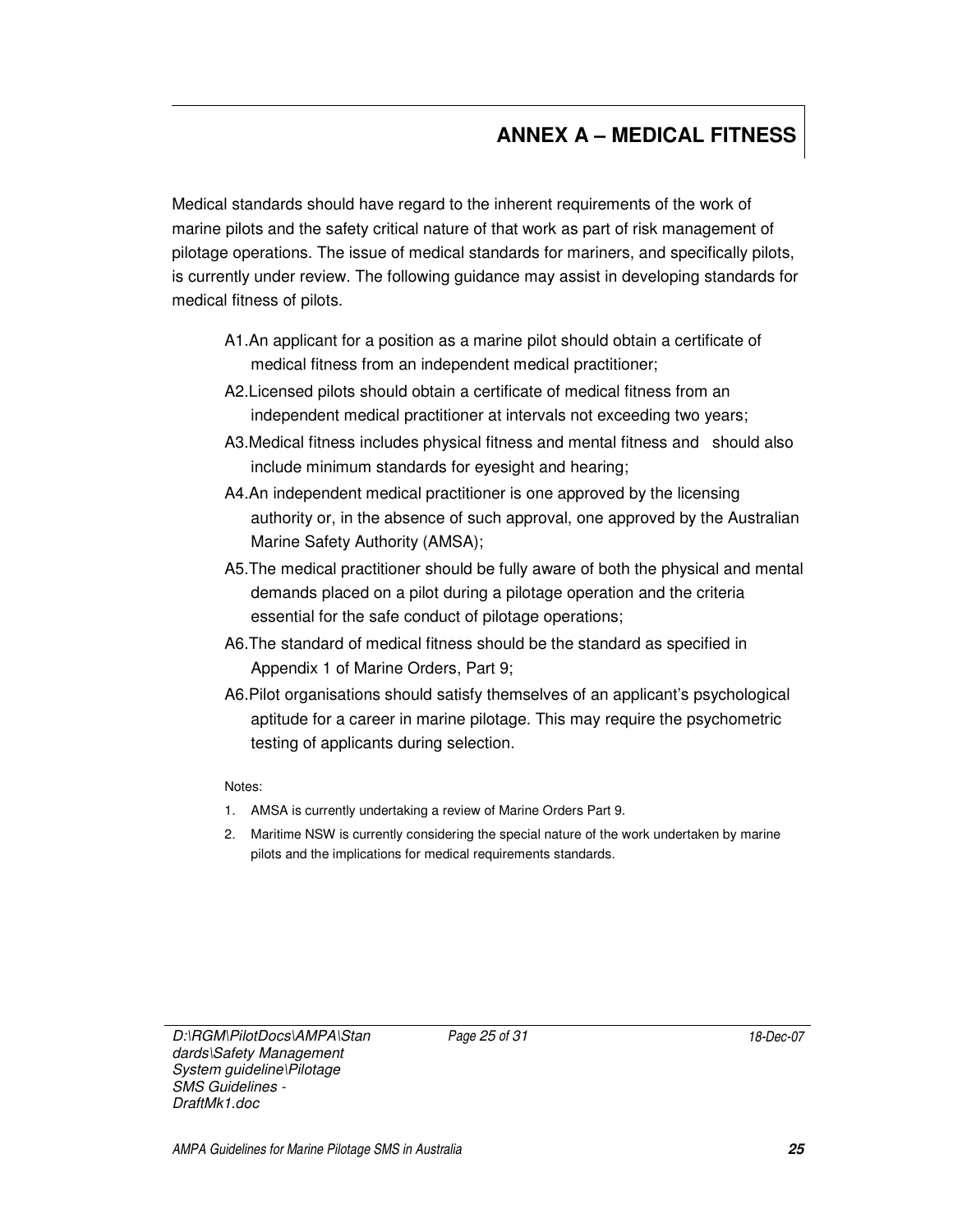# ANNEX A – MEDICAL FITNESS

Medical standards should have regard to the inherent requirements of the work of marine pilots and the safety critical nature of that work as part of risk management of pilotage operations. The issue of medical standards for mariners, and specifically pilots, is currently under review. The following guidance may assist in developing standards for medical fitness of pilots.

A1. An applicant for a position as a marine pilot should obtain a certificate of medical fitness from an independent medical practitioner;

A2. Licensed pilots should obtain a certificate of medical fitness from an independent medical practitioner at intervals not exceeding two years;

A3. Medical fitness includes physical fitness and mental fitness and should also include minimum standards for eyesight and hearing;

A4. An independent medical practitioner is one approved by the licensing authority or, in the absence of such approval, one approved by the Australian Marine Safety Authority (AMSA);

A5. The medical practitioner should be fully aware of both the physical and mental demands placed on a pilot during a pilotage operation and the criteria essential for the safe conduct of pilotage operations;

A6. The standard of medical fitness should be the standard as specified in Appendix 1 of Marine Orders, Part 9;

A6. Pilot organisations should satisfy themselves of an applicant's psychological aptitude for a career in marine pilotage. This may require the psychometric testing of applicants during selection.

Notes:

1. AMSA is currently undertaking a review of Marine Orders Part 9.
2. Maritime NSW is currently considering the special nature of the work undertaken by marine pilots and the implications for medical requirements standards.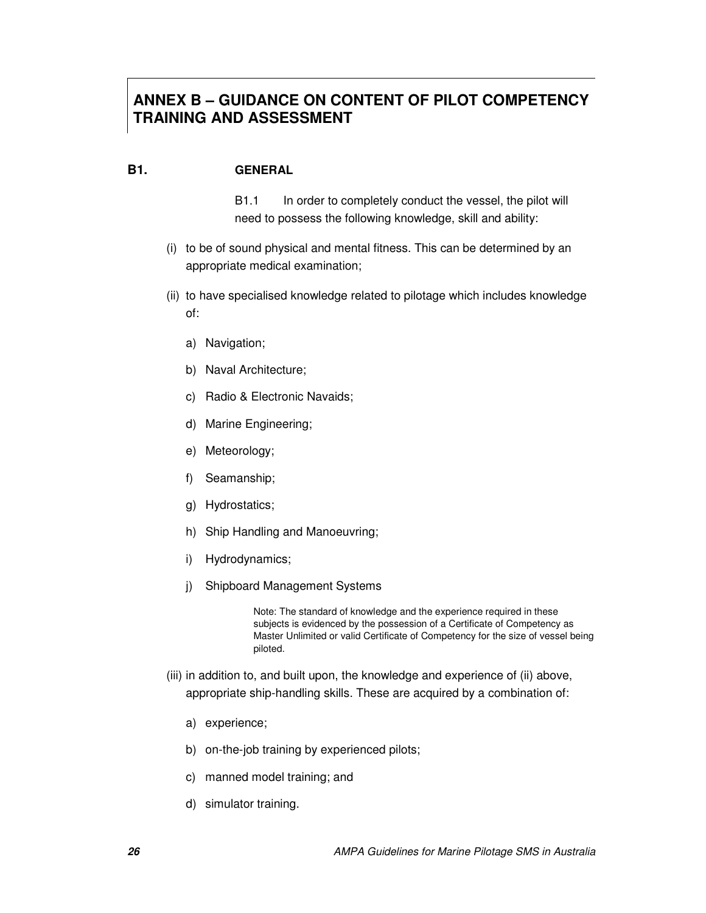# ANNEX B – GUIDANCE ON CONTENT OF PILOT COMPETENCY TRAINING AND ASSESSMENT

## B1. GENERAL

B1.1 In order to completely conduct the vessel, the pilot will need to possess the following knowledge, skill and ability:

(i) to be of sound physical and mental fitness. This can be determined by an appropriate medical examination;

(ii) to have specialised knowledge related to pilotage which includes knowledge of:

a) Navigation;

b) Naval Architecture;

c) Radio & Electronic Navaids;

d) Marine Engineering;

e) Meteorology;

f) Seamanship;

g) Hydrostatics;

h) Ship Handling and Manoeuvring;

i) Hydrodynamics;

j) Shipboard Management Systems

Note: The standard of knowledge and the experience required in these subjects is evidenced by the possession of a Certificate of Competency as Master Unlimited or valid Certificate of Competency for the size of vessel being piloted.

(iii) in addition to, and built upon, the knowledge and experience of (ii) above, appropriate ship-handling skills. These are acquired by a combination of:

a) experience;

b) on-the-job training by experienced pilots;

c) manned model training; and

d) simulator training.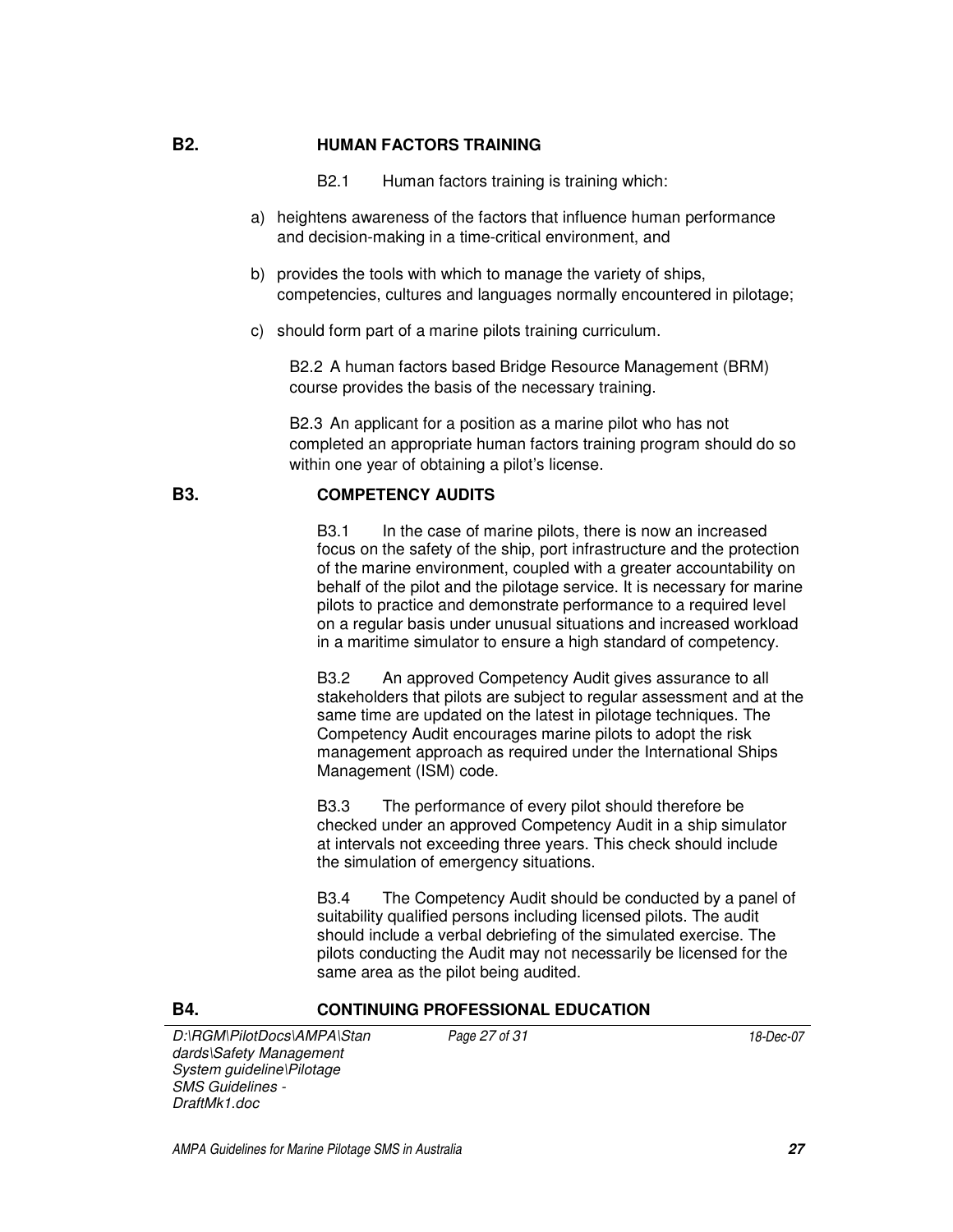## B2. HUMAN FACTORS TRAINING

B2.1 Human factors training is training which:

a) heightens awareness of the factors that influence human performance and decision-making in a time-critical environment, and

b) provides the tools with which to manage the variety of ships, competencies, cultures and languages normally encountered in pilotage;

c) should form part of a marine pilots training curriculum.

B2.2 A human factors based Bridge Resource Management (BRM) course provides the basis of the necessary training.

B2.3 An applicant for a position as a marine pilot who has not completed an appropriate human factors training program should do so within one year of obtaining a pilot's license.

## B3. COMPETENCY AUDITS

B3.1 In the case of marine pilots, there is now an increased focus on the safety of the ship, port infrastructure and the protection of the marine environment, coupled with a greater accountability on behalf of the pilot and the pilotage service. It is necessary for marine pilots to practice and demonstrate performance to a required level on a regular basis under unusual situations and increased workload in a maritime simulator to ensure a high standard of competency.

B3.2 An approved Competency Audit gives assurance to all stakeholders that pilots are subject to regular assessment and at the same time are updated on the latest in pilotage techniques. The Competency Audit encourages marine pilots to adopt the risk management approach as required under the International Ships Management (ISM) code.

B3.3 The performance of every pilot should therefore be checked under an approved Competency Audit in a ship simulator at intervals not exceeding three years. This check should include the simulation of emergency situations.

B3.4 The Competency Audit should be conducted by a panel of suitability qualified persons including licensed pilots. The audit should include a verbal debriefing of the simulated exercise. The pilots conducting the Audit may not necessarily be licensed for the same area as the pilot being audited.

## B4. CONTINUING PROFESSIONAL EDUCATION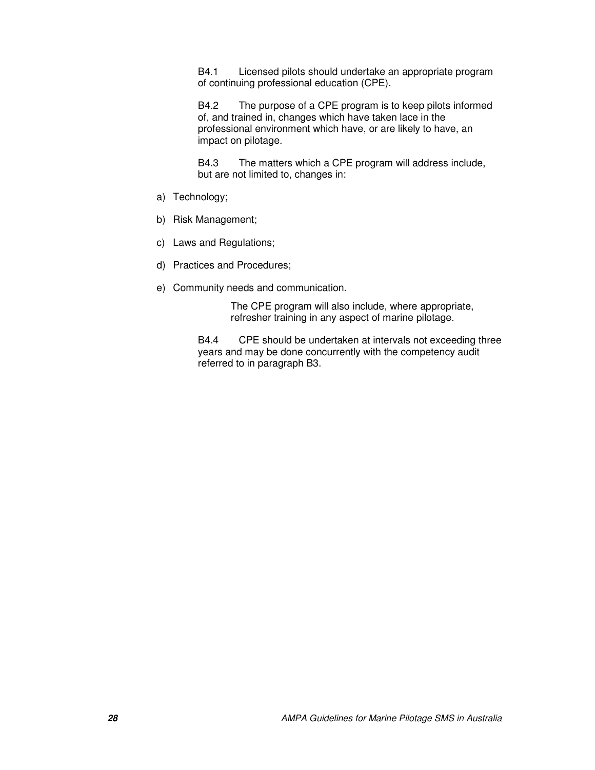B4.1 Licensed pilots should undertake an appropriate program of continuing professional education (CPE).

B4.2 The purpose of a CPE program is to keep pilots informed of, and trained in, changes which have taken lace in the professional environment which have, or are likely to have, an impact on pilotage.

B4.3 The matters which a CPE program will address include, but are not limited to, changes in:

a) Technology;

b) Risk Management;

c) Laws and Regulations;

d) Practices and Procedures;

e) Community needs and communication.

The CPE program will also include, where appropriate, refresher training in any aspect of marine pilotage.

B4.4 CPE should be undertaken at intervals not exceeding three years and may be done concurrently with the competency audit referred to in paragraph B3.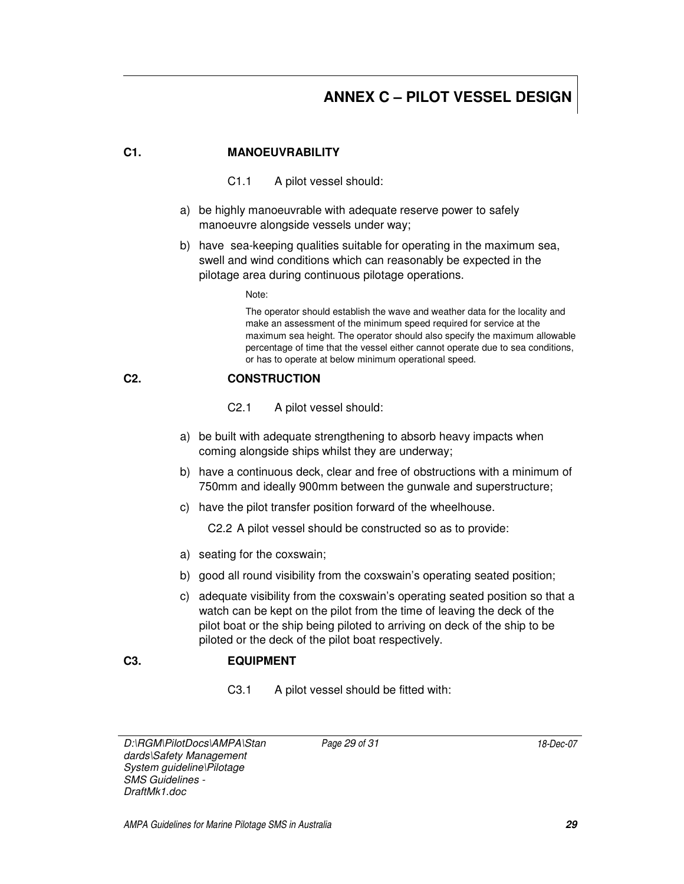# ANNEX C – PILOT VESSEL DESIGN

## C1. MANOEUVRABILITY

C1.1 A pilot vessel should:

a) be highly manoeuvrable with adequate reserve power to safely manoeuvre alongside vessels under way;

b) have sea-keeping qualities suitable for operating in the maximum sea, swell and wind conditions which can reasonably be expected in the pilotage area during continuous pilotage operations.

> Note:
>
> The operator should establish the wave and weather data for the locality and make an assessment of the minimum speed required for service at the maximum sea height. The operator should also specify the maximum allowable percentage of time that the vessel either cannot operate due to sea conditions, or has to operate at below minimum operational speed.

## C2. CONSTRUCTION

C2.1 A pilot vessel should:

a) be built with adequate strengthening to absorb heavy impacts when coming alongside ships whilst they are underway;

b) have a continuous deck, clear and free of obstructions with a minimum of 750mm and ideally 900mm between the gunwale and superstructure;

c) have the pilot transfer position forward of the wheelhouse.

C2.2 A pilot vessel should be constructed so as to provide:

a) seating for the coxswain;

b) good all round visibility from the coxswain's operating seated position;

c) adequate visibility from the coxswain's operating seated position so that a watch can be kept on the pilot from the time of leaving the deck of the pilot boat or the ship being piloted to arriving on deck of the ship to be piloted or the deck of the pilot boat respectively.

## C3. EQUIPMENT

C3.1 A pilot vessel should be fitted with: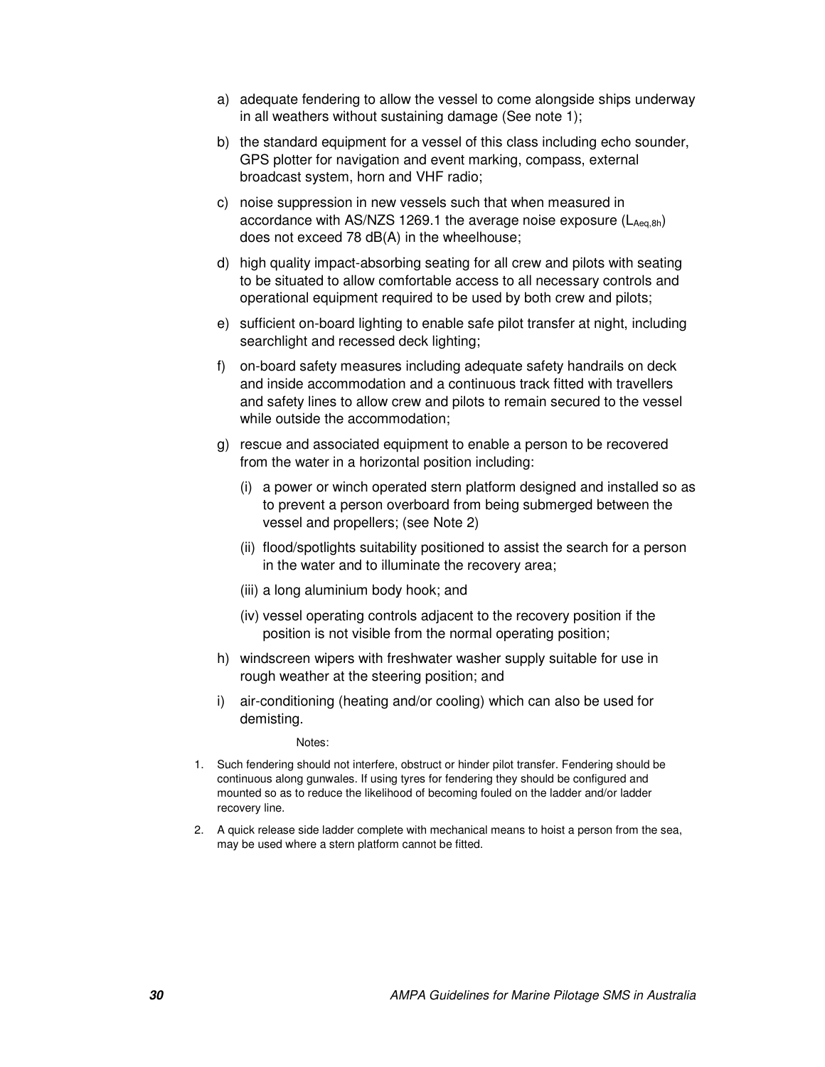a) adequate fendering to allow the vessel to come alongside ships underway in all weathers without sustaining damage (See note 1);

b) the standard equipment for a vessel of this class including echo sounder, GPS plotter for navigation and event marking, compass, external broadcast system, horn and VHF radio;

c) noise suppression in new vessels such that when measured in accordance with AS/NZS 1269.1 the average noise exposure ($L_{Aeq,8h}$) does not exceed 78 dB(A) in the wheelhouse;

d) high quality impact-absorbing seating for all crew and pilots with seating to be situated to allow comfortable access to all necessary controls and operational equipment required to be used by both crew and pilots;

e) sufficient on-board lighting to enable safe pilot transfer at night, including searchlight and recessed deck lighting;

f) on-board safety measures including adequate safety handrails on deck and inside accommodation and a continuous track fitted with travellers and safety lines to allow crew and pilots to remain secured to the vessel while outside the accommodation;

g) rescue and associated equipment to enable a person to be recovered from the water in a horizontal position including:

   (i) a power or winch operated stern platform designed and installed so as to prevent a person overboard from being submerged between the vessel and propellers; (see Note 2)

   (ii) flood/spotlights suitability positioned to assist the search for a person in the water and to illuminate the recovery area;

   (iii) a long aluminium body hook; and

   (iv) vessel operating controls adjacent to the recovery position if the position is not visible from the normal operating position;

h) windscreen wipers with freshwater washer supply suitable for use in rough weather at the steering position; and

i) air-conditioning (heating and/or cooling) which can also be used for demisting.

Notes:

1. Such fendering should not interfere, obstruct or hinder pilot transfer. Fendering should be continuous along gunwales. If using tyres for fendering they should be configured and mounted so as to reduce the likelihood of becoming fouled on the ladder and/or ladder recovery line.

2. A quick release side ladder complete with mechanical means to hoist a person from the sea, may be used where a stern platform cannot be fitted.